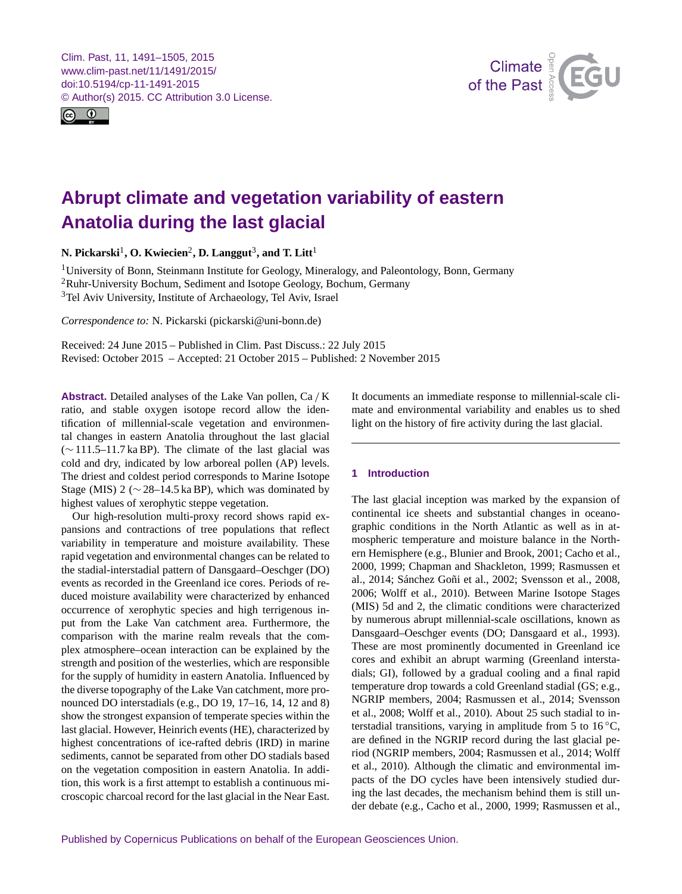# Abrupt climate and vegetation variability of eastern Anatolia during the last glacial

**N. Pickarski[1], O. Kwiecien[2], D. Langgut[3], and T. Litt[1]**

[1]University of Bonn, Steinmann Institute for Geology, Mineralogy, and Paleontology, Bonn, Germany
[2]Ruhr-University Bochum, Sediment and Isotope Geology, Bochum, Germany
[3]Tel Aviv University, Institute of Archaeology, Tel Aviv, Israel

*Correspondence to:* N. Pickarski (pickarski@uni-bonn.de)

Received: 24 June 2015 – Published in Clim. Past Discuss.: 22 July 2015
Revised: October 2015 – Accepted: 21 October 2015 – Published: 2 November 2015

**Abstract.** Detailed analyses of the Lake Van pollen, Ca / K ratio, and stable oxygen isotope record allow the identification of millennial-scale vegetation and environmental changes in eastern Anatolia throughout the last glacial (∼ 111.5–11.7 ka BP). The climate of the last glacial was cold and dry, indicated by low arboreal pollen (AP) levels. The driest and coldest period corresponds to Marine Isotope Stage (MIS) 2 (∼ 28–14.5 ka BP), which was dominated by highest values of xerophytic steppe vegetation.

Our high-resolution multi-proxy record shows rapid expansions and contractions of tree populations that reflect variability in temperature and moisture availability. These rapid vegetation and environmental changes can be related to the stadial-interstadial pattern of Dansgaard–Oeschger (DO) events as recorded in the Greenland ice cores. Periods of reduced moisture availability were characterized by enhanced occurrence of xerophytic species and high terrigenous input from the Lake Van catchment area. Furthermore, the comparison with the marine realm reveals that the complex atmosphere–ocean interaction can be explained by the strength and position of the westerlies, which are responsible for the supply of humidity in eastern Anatolia. Influenced by the diverse topography of the Lake Van catchment, more pronounced DO interstadials (e.g., DO 19, 17–16, 14, 12 and 8) show the strongest expansion of temperate species within the last glacial. However, Heinrich events (HE), characterized by highest concentrations of ice-rafted debris (IRD) in marine sediments, cannot be separated from other DO stadials based on the vegetation composition in eastern Anatolia. In addition, this work is a first attempt to establish a continuous microscopic charcoal record for the last glacial in the Near East. It documents an immediate response to millennial-scale climate and environmental variability and enables us to shed light on the history of fire activity during the last glacial.

## 1 Introduction

The last glacial inception was marked by the expansion of continental ice sheets and substantial changes in oceanographic conditions in the North Atlantic as well as in atmospheric temperature and moisture balance in the Northern Hemisphere (e.g., Blunier and Brook, 2001; Cacho et al., 2000, 1999; Chapman and Shackleton, 1999; Rasmussen et al., 2014; Sánchez Goñi et al., 2002; Svensson et al., 2008, 2006; Wolff et al., 2010). Between Marine Isotope Stages (MIS) 5d and 2, the climatic conditions were characterized by numerous abrupt millennial-scale oscillations, known as Dansgaard–Oeschger events (DO; Dansgaard et al., 1993). These are most prominently documented in Greenland ice cores and exhibit an abrupt warming (Greenland interstadials; GI), followed by a gradual cooling and a final rapid temperature drop towards a cold Greenland stadial (GS; e.g., NGRIP members, 2004; Rasmussen et al., 2014; Svensson et al., 2008; Wolff et al., 2010). About 25 such stadial to interstadial transitions, varying in amplitude from 5 to 16 °C, are defined in the NGRIP record during the last glacial period (NGRIP members, 2004; Rasmussen et al., 2014; Wolff et al., 2010). Although the climatic and environmental impacts of the DO cycles have been intensively studied during the last decades, the mechanism behind them is still under debate (e.g., Cacho et al., 2000, 1999; Rasmussen et al.,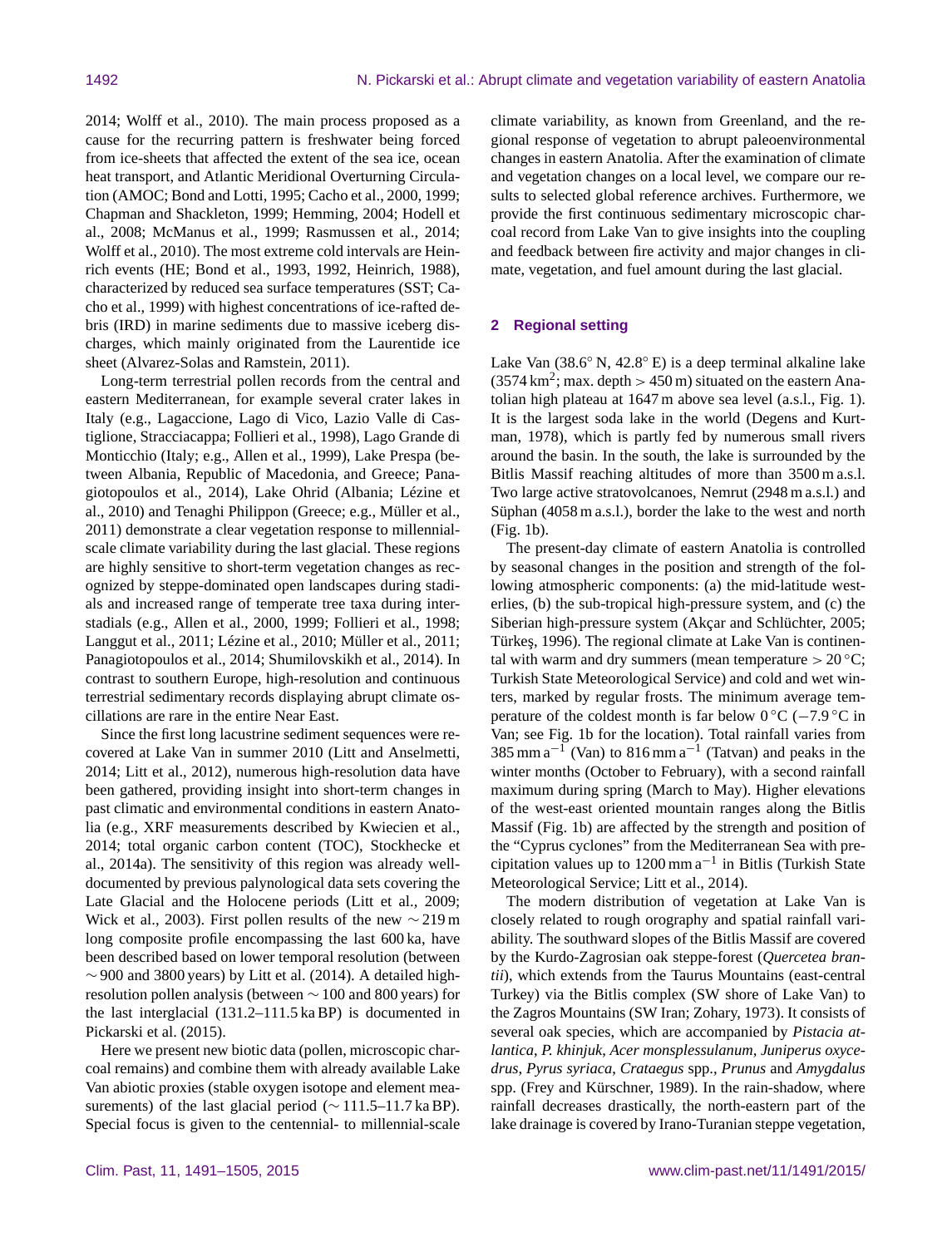2014; Wolff et al., 2010). The main process proposed as a cause for the recurring pattern is freshwater being forced from ice-sheets that affected the extent of the sea ice, ocean heat transport, and Atlantic Meridional Overturning Circulation (AMOC; Bond and Lotti, 1995; Cacho et al., 2000, 1999; Chapman and Shackleton, 1999; Hemming, 2004; Hodell et al., 2008; McManus et al., 1999; Rasmussen et al., 2014; Wolff et al., 2010). The most extreme cold intervals are Heinrich events (HE; Bond et al., 1993, 1992, Heinrich, 1988), characterized by reduced sea surface temperatures (SST; Cacho et al., 1999) with highest concentrations of ice-rafted debris (IRD) in marine sediments due to massive iceberg discharges, which mainly originated from the Laurentide ice sheet (Alvarez-Solas and Ramstein, 2011).

Long-term terrestrial pollen records from the central and eastern Mediterranean, for example several crater lakes in Italy (e.g., Lagaccione, Lago di Vico, Lazio Valle di Castiglione, Stracciacappa; Follieri et al., 1998), Lago Grande di Monticchio (Italy; e.g., Allen et al., 1999), Lake Prespa (between Albania, Republic of Macedonia, and Greece; Panagiotopoulos et al., 2014), Lake Ohrid (Albania; Lézine et al., 2010) and Tenaghi Philippon (Greece; e.g., Müller et al., 2011) demonstrate a clear vegetation response to millennial-scale climate variability during the last glacial. These regions are highly sensitive to short-term vegetation changes as recognized by steppe-dominated open landscapes during stadials and increased range of temperate tree taxa during interstadials (e.g., Allen et al., 2000, 1999; Follieri et al., 1998; Langgut et al., 2011; Lézine et al., 2010; Müller et al., 2011; Panagiotopoulos et al., 2014; Shumilovskikh et al., 2014). In contrast to southern Europe, high-resolution and continuous terrestrial sedimentary records displaying abrupt climate oscillations are rare in the entire Near East.

Since the first long lacustrine sediment sequences were recovered at Lake Van in summer 2010 (Litt and Anselmetti, 2014; Litt et al., 2012), numerous high-resolution data have been gathered, providing insight into short-term changes in past climatic and environmental conditions in eastern Anatolia (e.g., XRF measurements described by Kwiecien et al., 2014; total organic carbon content (TOC), Stockhecke et al., 2014a). The sensitivity of this region was already well-documented by previous palynological data sets covering the Late Glacial and the Holocene periods (Litt et al., 2009; Wick et al., 2003). First pollen results of the new ∼ 219 m long composite profile encompassing the last 600 ka, have been described based on lower temporal resolution (between ∼ 900 and 3800 years) by Litt et al. (2014). A detailed high-resolution pollen analysis (between ∼ 100 and 800 years) for the last interglacial (131.2–111.5 ka BP) is documented in Pickarski et al. (2015).

Here we present new biotic data (pollen, microscopic charcoal remains) and combine them with already available Lake Van abiotic proxies (stable oxygen isotope and element measurements) of the last glacial period (∼ 111.5–11.7 ka BP). Special focus is given to the centennial- to millennial-scale climate variability, as known from Greenland, and the regional response of vegetation to abrupt paleoenvironmental changes in eastern Anatolia. After the examination of climate and vegetation changes on a local level, we compare our results to selected global reference archives. Furthermore, we provide the first continuous sedimentary microscopic charcoal record from Lake Van to give insights into the coupling and feedback between fire activity and major changes in climate, vegetation, and fuel amount during the last glacial.

## 2 Regional setting

Lake Van (38.6° N, 42.8° E) is a deep terminal alkaline lake (3574 km$^2$; max. depth > 450 m) situated on the eastern Anatolian high plateau at 1647 m above sea level (a.s.l., Fig. 1). It is the largest soda lake in the world (Degens and Kurtman, 1978), which is partly fed by numerous small rivers around the basin. In the south, the lake is surrounded by the Bitlis Massif reaching altitudes of more than 3500 m a.s.l. Two large active stratovolcanoes, Nemrut (2948 m a.s.l.) and Süphan (4058 m a.s.l.), border the lake to the west and north (Fig. 1b).

The present-day climate of eastern Anatolia is controlled by seasonal changes in the position and strength of the following atmospheric components: (a) the mid-latitude westerlies, (b) the sub-tropical high-pressure system, and (c) the Siberian high-pressure system (Akçar and Schlüchter, 2005; Türkeş, 1996). The regional climate at Lake Van is continental with warm and dry summers (mean temperature > 20 °C; Turkish State Meteorological Service) and cold and wet winters, marked by regular frosts. The minimum average temperature of the coldest month is far below 0 °C (−7.9 °C in Van; see Fig. 1b for the location). Total rainfall varies from 385 mm a$^{-1}$ (Van) to 816 mm a$^{-1}$ (Tatvan) and peaks in the winter months (October to February), with a second rainfall maximum during spring (March to May). Higher elevations of the west-east oriented mountain ranges along the Bitlis Massif (Fig. 1b) are affected by the strength and position of the "Cyprus cyclones" from the Mediterranean Sea with precipitation values up to 1200 mm a$^{-1}$ in Bitlis (Turkish State Meteorological Service; Litt et al., 2014).

The modern distribution of vegetation at Lake Van is closely related to rough orography and spatial rainfall variability. The southward slopes of the Bitlis Massif are covered by the Kurdo-Zagrosian oak steppe-forest (*Quercetea brantii*), which extends from the Taurus Mountains (east-central Turkey) via the Bitlis complex (SW shore of Lake Van) to the Zagros Mountains (SW Iran; Zohary, 1973). It consists of several oak species, which are accompanied by *Pistacia atlantica*, *P. khinjuk*, *Acer monspessulanum*, *Juniperus oxycedrus*, *Pyrus syriaca*, *Crataegus* spp., *Prunus* and *Amygdalus* spp. (Frey and Kürschner, 1989). In the rain-shadow, where rainfall decreases drastically, the north-eastern part of the lake drainage is covered by Irano-Turanian steppe vegetation,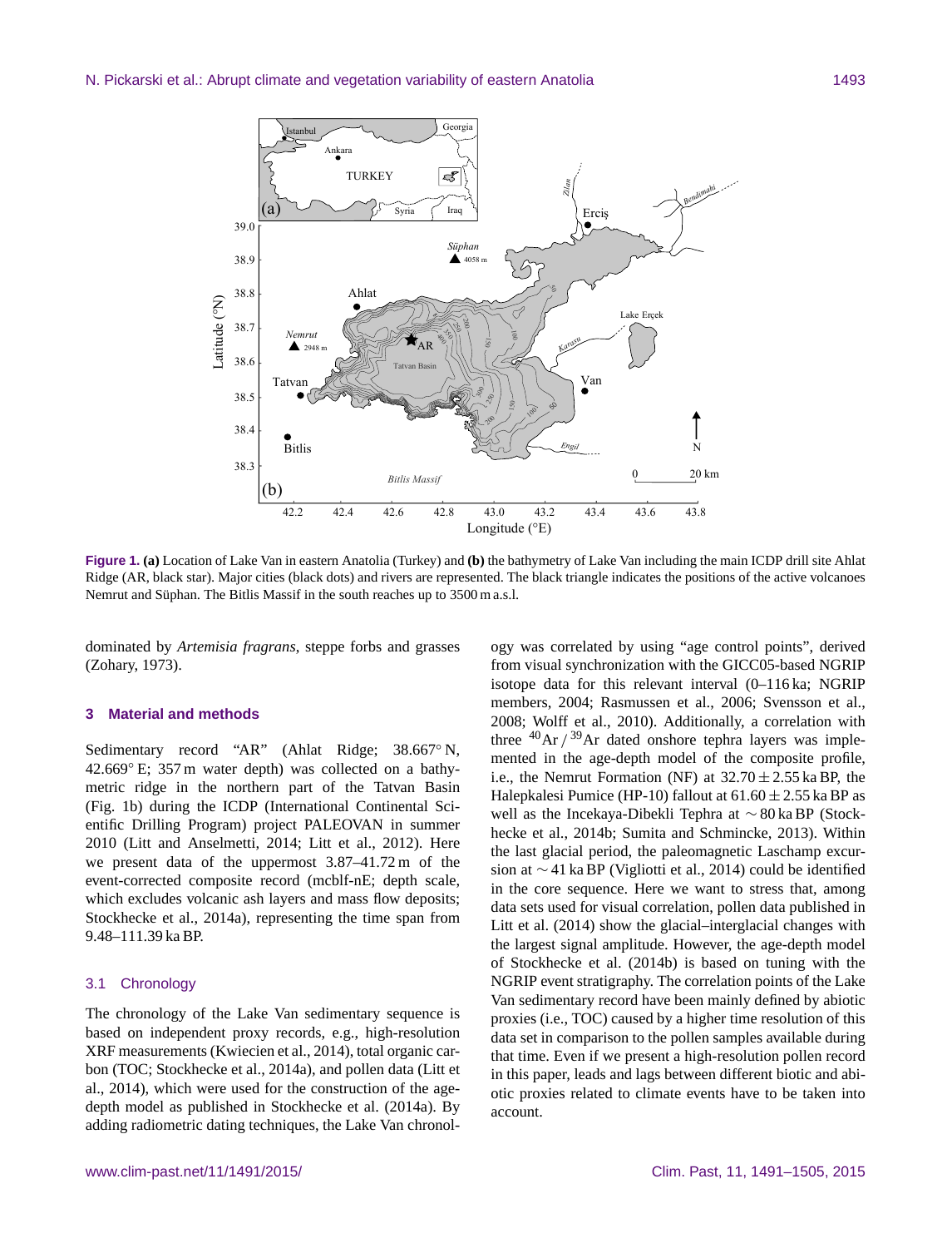**Figure 1. (a)** Location of Lake Van in eastern Anatolia (Turkey) and **(b)** the bathymetry of Lake Van including the main ICDP drill site Ahlat Ridge (AR, black star). Major cities (black dots) and rivers are represented. The black triangle indicates the positions of the active volcanoes Nemrut and Süphan. The Bitlis Massif in the south reaches up to 3500 m a.s.l.

dominated by *Artemisia fragrans*, steppe forbs and grasses (Zohary, 1973).

## 3 Material and methods

Sedimentary record "AR" (Ahlat Ridge; 38.667° N, 42.669° E; 357 m water depth) was collected on a bathymetric ridge in the northern part of the Tatvan Basin (Fig. 1b) during the ICDP (International Continental Scientific Drilling Program) project PALEOVAN in summer 2010 (Litt and Anselmetti, 2014; Litt et al., 2012). Here we present data of the uppermost 3.87–41.72 m of the event-corrected composite record (mcblf-nE; depth scale, which excludes volcanic ash layers and mass flow deposits; Stockhecke et al., 2014a), representing the time span from 9.48–111.39 ka BP.

### 3.1 Chronology

The chronology of the Lake Van sedimentary sequence is based on independent proxy records, e.g., high-resolution XRF measurements (Kwiecien et al., 2014), total organic carbon (TOC; Stockhecke et al., 2014a), and pollen data (Litt et al., 2014), which were used for the construction of the age-depth model as published in Stockhecke et al. (2014a). By adding radiometric dating techniques, the Lake Van chronology was correlated by using "age control points", derived from visual synchronization with the GICC05-based NGRIP isotope data for this relevant interval (0–116 ka; NGRIP members, 2004; Rasmussen et al., 2006; Svensson et al., 2008; Wolff et al., 2010). Additionally, a correlation with three $^{40}Ar/^{39}Ar$ dated onshore tephra layers was implemented in the age-depth model of the composite profile, i.e., the Nemrut Formation (NF) at $32.70 \pm 2.55$ ka BP, the Halepkalesi Pumice (HP-10) fallout at $61.60 \pm 2.55$ ka BP as well as the Incekaya-Dibekli Tephra at $\sim 80$ ka BP (Stockhecke et al., 2014b; Sumita and Schmincke, 2013). Within the last glacial period, the paleomagnetic Laschamp excursion at $\sim 41$ ka BP (Vigliotti et al., 2014) could be identified in the core sequence. Here we want to stress that, among data sets used for visual correlation, pollen data published in Litt et al. (2014) show the glacial–interglacial changes with the largest signal amplitude. However, the age-depth model of Stockhecke et al. (2014b) is based on tuning with the NGRIP event stratigraphy. The correlation points of the Lake Van sedimentary record have been mainly defined by abiotic proxies (i.e., TOC) caused by a higher time resolution of this data set in comparison to the pollen samples available during that time. Even if we present a high-resolution pollen record in this paper, leads and lags between different biotic and abiotic proxies related to climate events have to be taken into account.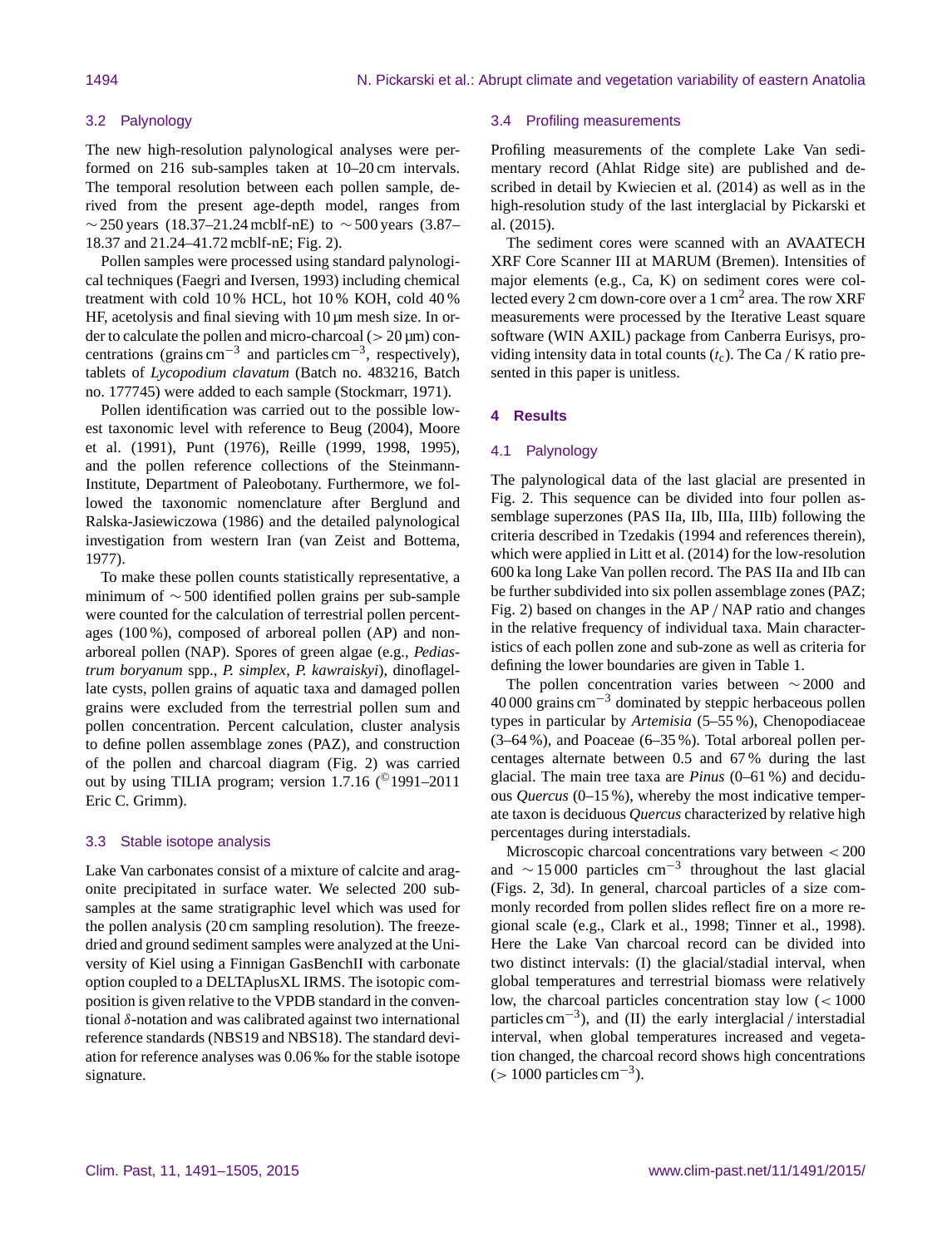### 3.2 Palynology

The new high-resolution palynological analyses were performed on 216 sub-samples taken at 10–20 cm intervals. The temporal resolution between each pollen sample, derived from the present age-depth model, ranges from ∼ 250 years (18.37–21.24 mcblf-nE) to ∼ 500 years (3.87–18.37 and 21.24–41.72 mcblf-nE; Fig. 2).

Pollen samples were processed using standard palynological techniques (Faegri and Iversen, 1993) including chemical treatment with cold 10 % HCL, hot 10 % KOH, cold 40 % HF, acetolysis and final sieving with 10 µm mesh size. In order to calculate the pollen and micro-charcoal (> 20 µm) concentrations (grains $cm^{-3}$ and particles $cm^{-3}$, respectively), tablets of *Lycopodium clavatum* (Batch no. 483216, Batch no. 177745) were added to each sample (Stockmarr, 1971).

Pollen identification was carried out to the possible lowest taxonomic level with reference to Beug (2004), Moore et al. (1991), Punt (1976), Reille (1999, 1998, 1995), and the pollen reference collections of the Steinmann-Institute, Department of Paleobotany. Furthermore, we followed the taxonomic nomenclature after Berglund and Ralska-Jasiewiczowa (1986) and the detailed palynological investigation from western Iran (van Zeist and Bottema, 1977).

To make these pollen counts statistically representative, a minimum of ∼ 500 identified pollen grains per sub-sample were counted for the calculation of terrestrial pollen percentages (100 %), composed of arboreal pollen (AP) and non-arboreal pollen (NAP). Spores of green algae (e.g., *Pediastrum boryanum* spp., *P. simplex*, *P. kawraiskyi*), dinoflagellate cysts, pollen grains of aquatic taxa and damaged pollen grains were excluded from the terrestrial pollen sum and pollen concentration. Percent calculation, cluster analysis to define pollen assemblage zones (PAZ), and construction of the pollen and charcoal diagram (Fig. 2) was carried out by using TILIA program; version 1.7.16 (©1991–2011 Eric C. Grimm).

### 3.3 Stable isotope analysis

Lake Van carbonates consist of a mixture of calcite and aragonite precipitated in surface water. We selected 200 subsamples at the same stratigraphic level which was used for the pollen analysis (20 cm sampling resolution). The freeze-dried and ground sediment samples were analyzed at the University of Kiel using a Finnigan GasBenchII with carbonate option coupled to a DELTAplusXL IRMS. The isotopic composition is given relative to the VPDB standard in the conventional δ-notation and was calibrated against two international reference standards (NBS19 and NBS18). The standard deviation for reference analyses was 0.06 ‰ for the stable isotope signature.

### 3.4 Profiling measurements

Profiling measurements of the complete Lake Van sedimentary record (Ahlat Ridge site) are published and described in detail by Kwiecien et al. (2014) as well as in the high-resolution study of the last interglacial by Pickarski et al. (2015).

The sediment cores were scanned with an AVAATECH XRF Core Scanner III at MARUM (Bremen). Intensities of major elements (e.g., Ca, K) on sediment cores were collected every 2 cm down-core over a 1 $cm^2$ area. The row XRF measurements were processed by the Iterative Least square software (WIN AXIL) package from Canberra Eurisys, providing intensity data in total counts ($t_c$). The Ca / K ratio presented in this paper is unitless.

## 4 Results

### 4.1 Palynology

The palynological data of the last glacial are presented in Fig. 2. This sequence can be divided into four pollen assemblage superzones (PAS IIa, IIb, IIIa, IIIb) following the criteria described in Tzedakis (1994 and references therein), which were applied in Litt et al. (2014) for the low-resolution 600 ka long Lake Van pollen record. The PAS IIa and IIb can be further subdivided into six pollen assemblage zones (PAZ; Fig. 2) based on changes in the AP / NAP ratio and changes in the relative frequency of individual taxa. Main characteristics of each pollen zone and sub-zone as well as criteria for defining the lower boundaries are given in Table 1.

The pollen concentration varies between ∼ 2000 and 40 000 grains $cm^{-3}$ dominated by steppic herbaceous pollen types in particular by *Artemisia* (5–55 %), Chenopodiaceae (3–64 %), and Poaceae (6–35 %). Total arboreal pollen percentages alternate between 0.5 and 67 % during the last glacial. The main tree taxa are *Pinus* (0–61 %) and deciduous *Quercus* (0–15 %), whereby the most indicative temperate taxon is deciduous *Quercus* characterized by relative high percentages during interstadials.

Microscopic charcoal concentrations vary between < 200 and ∼ 15 000 particles $cm^{-3}$ throughout the last glacial (Figs. 2, 3d). In general, charcoal particles of a size commonly recorded from pollen slides reflect fire on a more regional scale (e.g., Clark et al., 1998; Tinner et al., 1998). Here the Lake Van charcoal record can be divided into two distinct intervals: (I) the glacial/stadial interval, when global temperatures and terrestrial biomass were relatively low, the charcoal particles concentration stay low (< 1000 particles $cm^{-3}$), and (II) the early interglacial / interstadial interval, when global temperatures increased and vegetation changed, the charcoal record shows high concentrations (> 1000 particles $cm^{-3}$).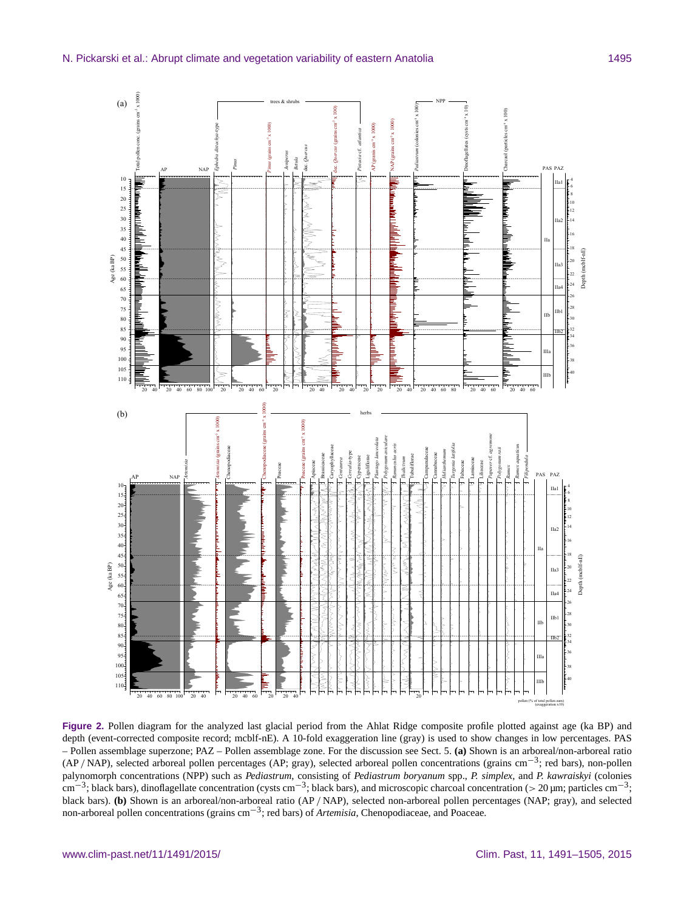**Figure 2.** Pollen diagram for the analyzed last glacial period from the Ahlat Ridge composite profile plotted against age (ka BP) and depth (event-corrected composite record; mcblf-nE). A 10-fold exaggeration line (gray) is used to show changes in low percentages. PAS – Pollen assemblage superzone; PAZ – Pollen assemblage zone. For the discussion see Sect. 5. **(a)** Shown is an arboreal/non-arboreal ratio (AP / NAP), selected arboreal pollen percentages (AP; gray), selected arboreal pollen concentrations (grains $cm^{-3}$; red bars), non-pollen palynomorph concentrations (NPP) such as *Pediastrum*, consisting of *Pediastrum boryanum* spp., *P. simplex*, and *P. kawraiskyi* (colonies $cm^{-3}$; black bars), dinoflagellate concentration (cysts $cm^{-3}$; black bars), and microscopic charcoal concentration (> 20 µm; particles $cm^{-3}$; black bars). **(b)** Shown is an arboreal/non-arboreal ratio (AP / NAP), selected non-arboreal pollen percentages (NAP; gray), and selected non-arboreal pollen concentrations (grains $cm^{-3}$; red bars) of *Artemisia*, Chenopodiaceae, and Poaceae.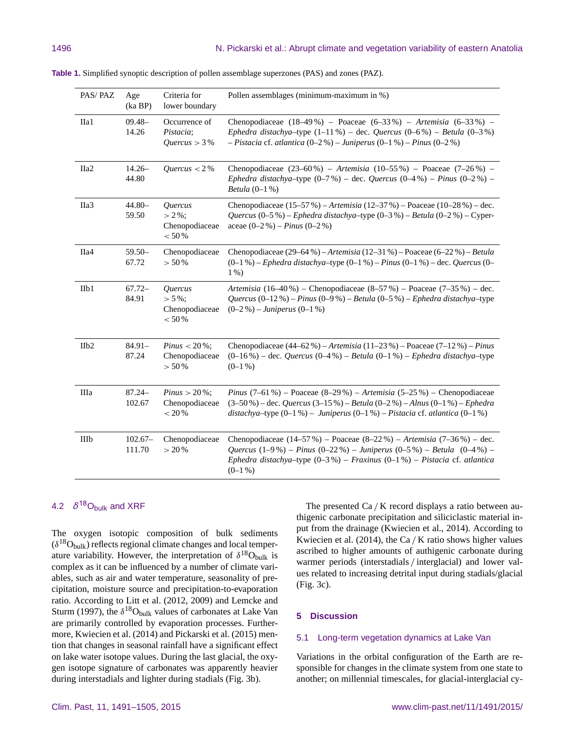**Table 1.** Simplified synoptic description of pollen assemblage superzones (PAS) and zones (PAZ).

| PAS/ PAZ | Age (ka BP) | Criteria for lower boundary | Pollen assemblages (minimum-maximum in %) |
|---|---|---|---|
| IIa1 | 09.48–14.26 | Occurrence of *Pistacia*; *Quercus* > 3 % | Chenopodiaceae (18–49 %) – Poaceae (6–33 %) – *Artemisia* (6–33 %) – *Ephedra distachya*–type (1–11 %) – dec. *Quercus* (0–6 %) – *Betula* (0–3 %) – *Pistacia* cf. *atlantica* (0–2 %) – *Juniperus* (0–1 %) – *Pinus* (0–2 %) |
| IIa2 | 14.26–44.80 | *Quercus* < 2 % | Chenopodiaceae (23–60 %) – *Artemisia* (10–55 %) – Poaceae (7–26 %) – *Ephedra distachya*–type (0–7 %) – dec. *Quercus* (0–4 %) – *Pinus* (0–2 %) – *Betula* (0–1 %) |
| IIa3 | 44.80–59.50 | *Quercus* > 2 %; Chenopodiaceae < 50 % | Chenopodiaceae (15–57 %) – *Artemisia* (12–37 %) – Poaceae (10–28 %) – dec. *Quercus* (0–5 %) – *Ephedra distachya*–type (0–3 %) – *Betula* (0–2 %) – Cyperaceae (0–2 %) – *Pinus* (0–2 %) |
| IIa4 | 59.50–67.72 | Chenopodiaceae > 50 % | Chenopodiaceae (29–64 %) – *Artemisia* (12–31 %) – Poaceae (6–22 %) – *Betula* (0–1 %) – *Ephedra distachya*–type (0–1 %) – *Pinus* (0–1 %) – dec. *Quercus* (0–1 %) |
| IIb1 | 67.72–84.91 | *Quercus* > 5 %; Chenopodiaceae < 50 % | *Artemisia* (16–40 %) – Chenopodiaceae (8–57 %) – Poaceae (7–35 %) – dec. *Quercus* (0–12 %) – *Pinus* (0–9 %) – *Betula* (0–5 %) – *Ephedra distachya*–type (0–2 %) – *Juniperus* (0–1 %) |
| IIb2 | 84.91–87.24 | *Pinus* < 20 %; Chenopodiaceae > 50 % | Chenopodiaceae (44–62 %) – *Artemisia* (11–23 %) – Poaceae (7–12 %) – *Pinus* (0–16 %) – dec. *Quercus* (0–4 %) – *Betula* (0–1 %) – *Ephedra distachya*–type (0–1 %) |
| IIIa | 87.24–102.67 | *Pinus* > 20 %; Chenopodiaceae < 20 % | *Pinus* (7–61 %) – Poaceae (8–29 %) – *Artemisia* (5–25 %) – Chenopodiaceae (3–50 %) – dec. *Quercus* (3–15 %) – *Betula* (0–2 %) – *Alnus* (0–1 %) – *Ephedra distachya*–type (0–1 %) – *Juniperus* (0–1 %) – *Pistacia* cf. *atlantica* (0–1 %) |
| IIIb | 102.67–111.70 | Chenopodiaceae > 20 % | Chenopodiaceae (14–57 %) – Poaceae (8–22 %) – *Artemisia* (7–36 %) – dec. *Quercus* (1–9 %) – *Pinus* (0–22 %) – *Juniperus* (0–5 %) – *Betula* (0–4 %) – *Ephedra distachya*–type (0–3 %) – *Fraxinus* (0–1 %) – *Pistacia* cf. *atlantica* (0–1 %) |

### 4.2 $\delta^{18}O_{bulk}$ and XRF

The oxygen isotopic composition of bulk sediments ($\delta^{18}O_{bulk}$) reflects regional climate changes and local temperature variability. However, the interpretation of $\delta^{18}O_{bulk}$ is complex as it can be influenced by a number of climate variables, such as air and water temperature, seasonality of precipitation, moisture source and precipitation-to-evaporation ratio. According to Litt et al. (2012, 2009) and Lemcke and Sturm (1997), the $\delta^{18}O_{bulk}$ values of carbonates at Lake Van are primarily controlled by evaporation processes. Furthermore, Kwiecien et al. (2014) and Pickarski et al. (2015) mention that changes in seasonal rainfall have a significant effect on lake water isotope values. During the last glacial, the oxygen isotope signature of carbonates was apparently heavier during interstadials and lighter during stadials (Fig. 3b).

The presented Ca / K record displays a ratio between authigenic carbonate precipitation and siliciclastic material input from the drainage (Kwiecien et al., 2014). According to Kwiecien et al. (2014), the Ca / K ratio shows higher values ascribed to higher amounts of authigenic carbonate during warmer periods (interstadials / interglacial) and lower values related to increasing detrital input during stadials/glacial (Fig. 3c).

## 5 Discussion

### 5.1 Long-term vegetation dynamics at Lake Van

Variations in the orbital configuration of the Earth are responsible for changes in the climate system from one state to another; on millennial timescales, for glacial-interglacial cy-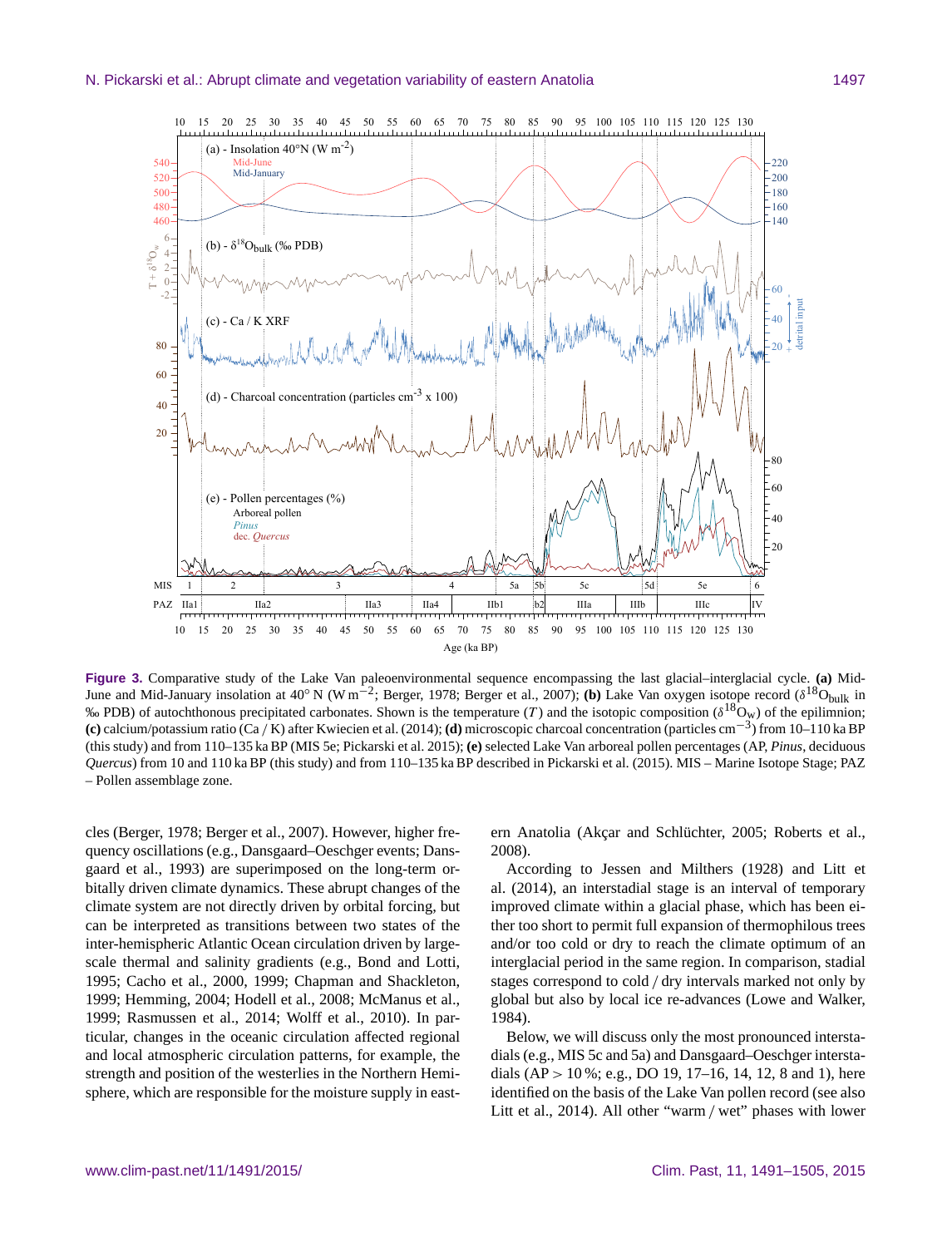**Figure 3.** Comparative study of the Lake Van paleoenvironmental sequence encompassing the last glacial–interglacial cycle. **(a)** Mid-June and Mid-January insolation at 40° N (W m$^{-2}$; Berger, 1978; Berger et al., 2007); **(b)** Lake Van oxygen isotope record ($\delta^{18}O_{bulk}$ in ‰ PDB) of autochthonous precipitated carbonates. Shown is the temperature ($T$) and the isotopic composition ($\delta^{18}O_w$) of the epilimnion; **(c)** calcium/potassium ratio (Ca / K) after Kwiecien et al. (2014); **(d)** microscopic charcoal concentration (particles cm$^{-3}$) from 10–110 ka BP (this study) and from 110–135 ka BP (MIS 5e; Pickarski et al. 2015); **(e)** selected Lake Van arboreal pollen percentages (AP, *Pinus*, deciduous *Quercus*) from 10 and 110 ka BP (this study) and from 110–135 ka BP described in Pickarski et al. (2015). MIS – Marine Isotope Stage; PAZ – Pollen assemblage zone.

cles (Berger, 1978; Berger et al., 2007). However, higher frequency oscillations (e.g., Dansgaard–Oeschger events; Dansgaard et al., 1993) are superimposed on the long-term orbitally driven climate dynamics. These abrupt changes of the climate system are not directly driven by orbital forcing, but can be interpreted as transitions between two states of the inter-hemispheric Atlantic Ocean circulation driven by large-scale thermal and salinity gradients (e.g., Bond and Lotti, 1995; Cacho et al., 2000, 1999; Chapman and Shackleton, 1999; Hemming, 2004; Hodell et al., 2008; McManus et al., 1999; Rasmussen et al., 2014; Wolff et al., 2010). In particular, changes in the oceanic circulation affected regional and local atmospheric circulation patterns, for example, the strength and position of the westerlies in the Northern Hemisphere, which are responsible for the moisture supply in eastern Anatolia (Akçar and Schlüchter, 2005; Roberts et al., 2008).

According to Jessen and Milthers (1928) and Litt et al. (2014), an interstadial stage is an interval of temporary improved climate within a glacial phase, which has been either too short to permit full expansion of thermophilous trees and/or too cold or dry to reach the climate optimum of an interglacial period in the same region. In comparison, stadial stages correspond to cold / dry intervals marked not only by global but also by local ice re-advances (Lowe and Walker, 1984).

Below, we will discuss only the most pronounced interstadials (e.g., MIS 5c and 5a) and Dansgaard–Oeschger interstadials (AP > 10 %; e.g., DO 19, 17–16, 14, 12, 8 and 1), here identified on the basis of the Lake Van pollen record (see also Litt et al., 2014). All other "warm / wet" phases with lower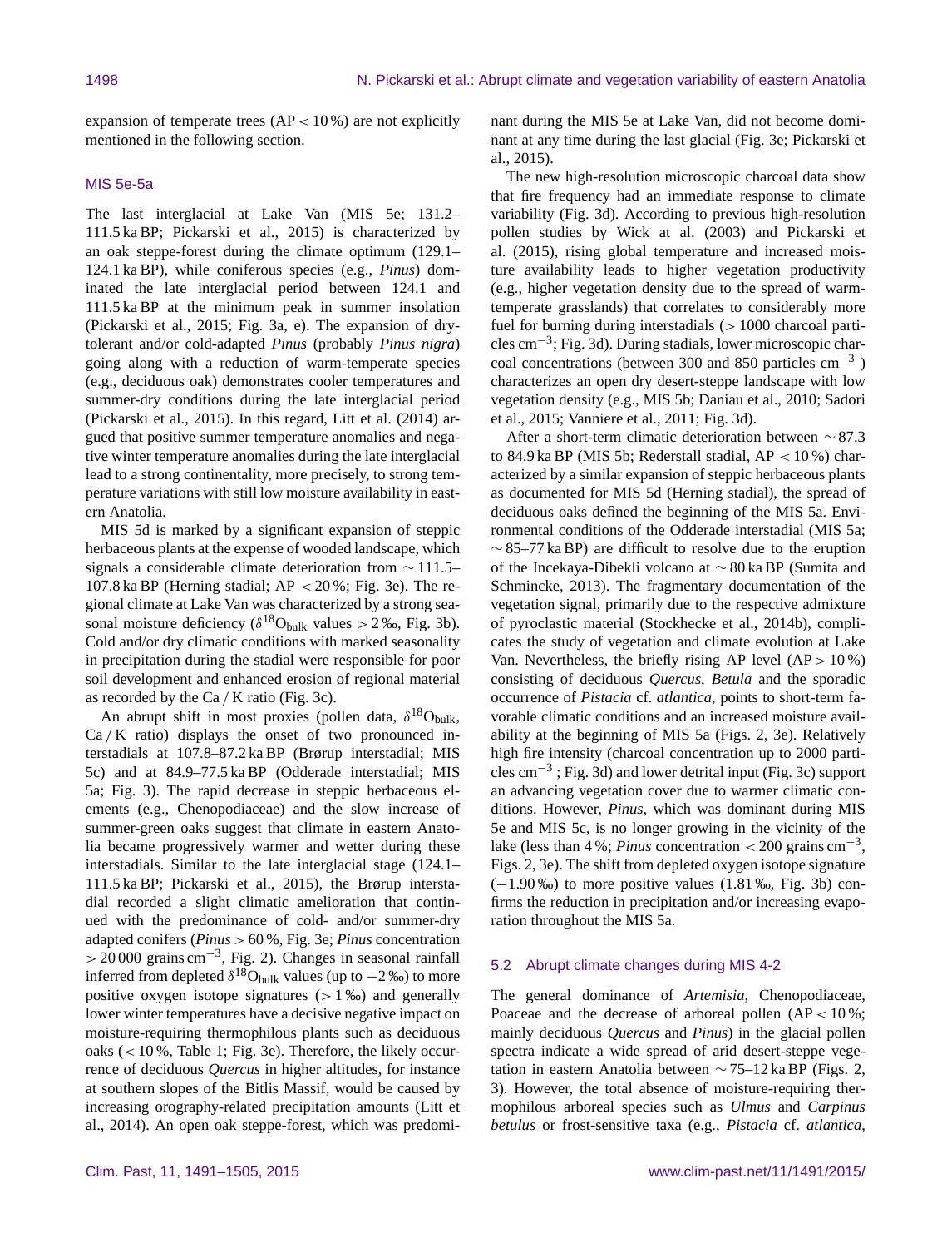expansion of temperate trees (AP < 10 %) are not explicitly mentioned in the following section.

### MIS 5e-5a

The last interglacial at Lake Van (MIS 5e; 131.2–111.5 ka BP; Pickarski et al., 2015) is characterized by an oak steppe-forest during the climate optimum (129.1–124.1 ka BP), while coniferous species (e.g., *Pinus*) dominated the late interglacial period between 124.1 and 111.5 ka BP at the minimum peak in summer insolation (Pickarski et al., 2015; Fig. 3a, e). The expansion of dry-tolerant and/or cold-adapted *Pinus* (probably *Pinus nigra*) going along with a reduction of warm-temperate species (e.g., deciduous oak) demonstrates cooler temperatures and summer-dry conditions during the late interglacial period (Pickarski et al., 2015). In this regard, Litt et al. (2014) argued that positive summer temperature anomalies and negative winter temperature anomalies during the late interglacial lead to a strong continentality, more precisely, to strong temperature variations with still low moisture availability in eastern Anatolia.

MIS 5d is marked by a significant expansion of steppic herbaceous plants at the expense of wooded landscape, which signals a considerable climate deterioration from ~ 111.5–107.8 ka BP (Herning stadial; AP < 20 %; Fig. 3e). The regional climate at Lake Van was characterized by a strong seasonal moisture deficiency ($\delta^{18}O_{bulk}$ values > 2 ‰, Fig. 3b). Cold and/or dry climatic conditions with marked seasonality in precipitation during the stadial were responsible for poor soil development and enhanced erosion of regional material as recorded by the Ca / K ratio (Fig. 3c).

An abrupt shift in most proxies (pollen data, $\delta^{18}O_{bulk}$, Ca / K ratio) displays the onset of two pronounced interstadials at 107.8–87.2 ka BP (Brørup interstadial; MIS 5c) and at 84.9–77.5 ka BP (Odderade interstadial; MIS 5a; Fig. 3). The rapid decrease in steppic herbaceous elements (e.g., Chenopodiaceae) and the slow increase of summer-green oaks suggest that climate in eastern Anatolia became progressively warmer and wetter during these interstadials. Similar to the late interglacial stage (124.1–111.5 ka BP; Pickarski et al., 2015), the Brørup interstadial recorded a slight climatic amelioration that continued with the predominance of cold- and/or summer-dry adapted conifers (*Pinus* > 60 %, Fig. 3e; *Pinus* concentration > 20 000 grains $cm^{-3}$, Fig. 2). Changes in seasonal rainfall inferred from depleted $\delta^{18}O_{bulk}$ values (up to −2 ‰) to more positive oxygen isotope signatures (> 1 ‰) and generally lower winter temperatures have a decisive negative impact on moisture-requiring thermophilous plants such as deciduous oaks (< 10 %, Table 1; Fig. 3e). Therefore, the likely occurrence of deciduous *Quercus* in higher altitudes, for instance at southern slopes of the Bitlis Massif, would be caused by increasing orography-related precipitation amounts (Litt et al., 2014). An open oak steppe-forest, which was predominant during the MIS 5e at Lake Van, did not become dominant at any time during the last glacial (Fig. 3e; Pickarski et al., 2015).

The new high-resolution microscopic charcoal data show that fire frequency had an immediate response to climate variability (Fig. 3d). According to previous high-resolution pollen studies by Wick et al. (2003) and Pickarski et al. (2015), rising global temperature and increased moisture availability leads to higher vegetation productivity (e.g., higher vegetation density due to the spread of warm-temperate grasslands) that correlates to considerably more fuel for burning during interstadials (> 1000 charcoal particles $cm^{-3}$; Fig. 3d). During stadials, lower microscopic charcoal concentrations (between 300 and 850 particles $cm^{-3}$ ) characterizes an open dry desert-steppe landscape with low vegetation density (e.g., MIS 5b; Daniau et al., 2010; Sadori et al., 2015; Vanniere et al., 2011; Fig. 3d).

After a short-term climatic deterioration between ~ 87.3 to 84.9 ka BP (MIS 5b; Rederstall stadial, AP < 10 %) characterized by a similar expansion of steppic herbaceous plants as documented for MIS 5d (Herning stadial), the spread of deciduous oaks defined the beginning of the MIS 5a. Environmental conditions of the Odderade interstadial (MIS 5a; ~ 85–77 ka BP) are difficult to resolve due to the eruption of the Incekaya-Dibekli volcano at ~ 80 ka BP (Sumita and Schmincke, 2013). The fragmentary documentation of the vegetation signal, primarily due to the respective admixture of pyroclastic material (Stockhecke et al., 2014b), complicates the study of vegetation and climate evolution at Lake Van. Nevertheless, the briefly rising AP level (AP > 10 %) consisting of deciduous *Quercus*, *Betula* and the sporadic occurrence of *Pistacia* cf. *atlantica*, points to short-term favorable climatic conditions and an increased moisture availability at the beginning of MIS 5a (Figs. 2, 3e). Relatively high fire intensity (charcoal concentration up to 2000 particles $cm^{-3}$ ; Fig. 3d) and lower detrital input (Fig. 3c) support an advancing vegetation cover due to warmer climatic conditions. However, *Pinus*, which was dominant during MIS 5e and MIS 5c, is no longer growing in the vicinity of the lake (less than 4 %; *Pinus* concentration < 200 grains $cm^{-3}$, Figs. 2, 3e). The shift from depleted oxygen isotope signature (−1.90 ‰) to more positive values (1.81 ‰, Fig. 3b) confirms the reduction in precipitation and/or increasing evaporation throughout the MIS 5a.

## 5.2 Abrupt climate changes during MIS 4-2

The general dominance of *Artemisia*, Chenopodiaceae, Poaceae and the decrease of arboreal pollen (AP < 10 %; mainly deciduous *Quercus* and *Pinus*) in the glacial pollen spectra indicate a wide spread of arid desert-steppe vegetation in eastern Anatolia between ~ 75–12 ka BP (Figs. 2, 3). However, the total absence of moisture-requiring thermophilous arboreal species such as *Ulmus* and *Carpinus betulus* or frost-sensitive taxa (e.g., *Pistacia* cf. *atlantica*,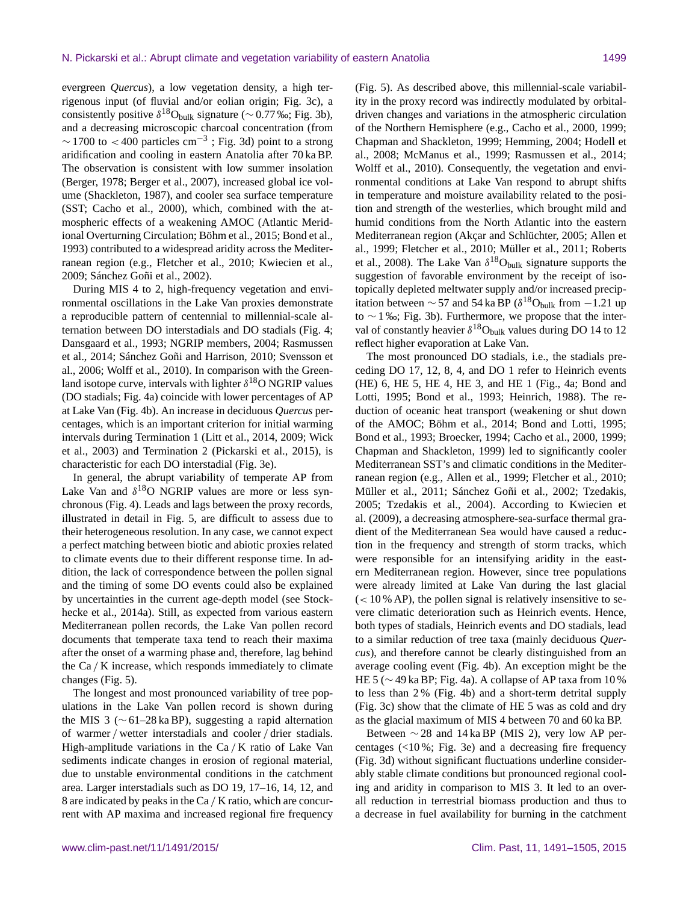evergreen *Quercus*), a low vegetation density, a high terrigenous input (of fluvial and/or eolian origin; Fig. 3c), a consistently positive $\delta^{18}O_{bulk}$ signature ($\sim 0.77$ ‰; Fig. 3b), and a decreasing microscopic charcoal concentration (from $\sim 1700$ to $< 400$ particles $cm^{-3}$ ; Fig. 3d) point to a strong aridification and cooling in eastern Anatolia after 70 ka BP. The observation is consistent with low summer insolation (Berger, 1978; Berger et al., 2007), increased global ice volume (Shackleton, 1987), and cooler sea surface temperature (SST; Cacho et al., 2000), which, combined with the atmospheric effects of a weakening AMOC (Atlantic Meridional Overturning Circulation; Böhm et al., 2015; Bond et al., 1993) contributed to a widespread aridity across the Mediterranean region (e.g., Fletcher et al., 2010; Kwiecien et al., 2009; Sánchez Goñi et al., 2002).

During MIS 4 to 2, high-frequency vegetation and environmental oscillations in the Lake Van proxies demonstrate a reproducible pattern of centennial to millennial-scale alternation between DO interstadials and DO stadials (Fig. 4; Dansgaard et al., 1993; NGRIP members, 2004; Rasmussen et al., 2014; Sánchez Goñi and Harrison, 2010; Svensson et al., 2006; Wolff et al., 2010). In comparison with the Greenland isotope curve, intervals with lighter $\delta^{18}O$ NGRIP values (DO stadials; Fig. 4a) coincide with lower percentages of AP at Lake Van (Fig. 4b). An increase in deciduous *Quercus* percentages, which is an important criterion for initial warming intervals during Termination 1 (Litt et al., 2014, 2009; Wick et al., 2003) and Termination 2 (Pickarski et al., 2015), is characteristic for each DO interstadial (Fig. 3e).

In general, the abrupt variability of temperate AP from Lake Van and $\delta^{18}O$ NGRIP values are more or less synchronous (Fig. 4). Leads and lags between the proxy records, illustrated in detail in Fig. 5, are difficult to assess due to their heterogeneous resolution. In any case, we cannot expect a perfect matching between biotic and abiotic proxies related to climate events due to their different response time. In addition, the lack of correspondence between the pollen signal and the timing of some DO events could also be explained by uncertainties in the current age-depth model (see Stockhecke et al., 2014a). Still, as expected from various eastern Mediterranean pollen records, the Lake Van pollen record documents that temperate taxa tend to reach their maxima after the onset of a warming phase and, therefore, lag behind the Ca / K increase, which responds immediately to climate changes (Fig. 5).

The longest and most pronounced variability of tree populations in the Lake Van pollen record is shown during the MIS 3 ($\sim$61–28 ka BP), suggesting a rapid alternation of warmer / wetter interstadials and cooler / drier stadials. High-amplitude variations in the Ca / K ratio of Lake Van sediments indicate changes in erosion of regional material, due to unstable environmental conditions in the catchment area. Larger interstadials such as DO 19, 17–16, 14, 12, and 8 are indicated by peaks in the Ca / K ratio, which are concurrent with AP maxima and increased regional fire frequency (Fig. 5). As described above, this millennial-scale variability in the proxy record was indirectly modulated by orbital-driven changes and variations in the atmospheric circulation of the Northern Hemisphere (e.g., Cacho et al., 2000, 1999; Chapman and Shackleton, 1999; Hemming, 2004; Hodell et al., 2008; McManus et al., 1999; Rasmussen et al., 2014; Wolff et al., 2010). Consequently, the vegetation and environmental conditions at Lake Van respond to abrupt shifts in temperature and moisture availability related to the position and strength of the westerlies, which brought mild and humid conditions from the North Atlantic into the eastern Mediterranean region (Akçar and Schlüchter, 2005; Allen et al., 1999; Fletcher et al., 2010; Müller et al., 2011; Roberts et al., 2008). The Lake Van $\delta^{18}O_{bulk}$ signature supports the suggestion of favorable environment by the receipt of isotopically depleted meltwater supply and/or increased precipitation between $\sim 57$ and 54 ka BP ($\delta^{18}O_{bulk}$ from $-1.21$ up to $\sim 1$ ‰; Fig. 3b). Furthermore, we propose that the interval of constantly heavier $\delta^{18}O_{bulk}$ values during DO 14 to 12 reflect higher evaporation at Lake Van.

The most pronounced DO stadials, i.e., the stadials preceding DO 17, 12, 8, 4, and DO 1 refer to Heinrich events (HE) 6, HE 5, HE 4, HE 3, and HE 1 (Fig., 4a; Bond and Lotti, 1995; Bond et al., 1993; Heinrich, 1988). The reduction of oceanic heat transport (weakening or shut down of the AMOC; Böhm et al., 2014; Bond and Lotti, 1995; Bond et al., 1993; Broecker, 1994; Cacho et al., 2000, 1999; Chapman and Shackleton, 1999) led to significantly cooler Mediterranean SST's and climatic conditions in the Mediterranean region (e.g., Allen et al., 1999; Fletcher et al., 2010; Müller et al., 2011; Sánchez Goñi et al., 2002; Tzedakis, 2005; Tzedakis et al., 2004). According to Kwiecien et al. (2009), a decreasing atmosphere-sea-surface thermal gradient of the Mediterranean Sea would have caused a reduction in the frequency and strength of storm tracks, which were responsible for an intensifying aridity in the eastern Mediterranean region. However, since tree populations were already limited at Lake Van during the last glacial ($< 10$ % AP), the pollen signal is relatively insensitive to severe climatic deterioration such as Heinrich events. Hence, both types of stadials, Heinrich events and DO stadials, lead to a similar reduction of tree taxa (mainly deciduous *Quercus*), and therefore cannot be clearly distinguished from an average cooling event (Fig. 4b). An exception might be the HE 5 ($\sim 49$ ka BP; Fig. 4a). A collapse of AP taxa from 10 % to less than 2 % (Fig. 4b) and a short-term detrital supply (Fig. 3c) show that the climate of HE 5 was as cold and dry as the glacial maximum of MIS 4 between 70 and 60 ka BP.

Between $\sim 28$ and 14 ka BP (MIS 2), very low AP percentages (<10 %; Fig. 3e) and a decreasing fire frequency (Fig. 3d) without significant fluctuations underline considerably stable climate conditions but pronounced regional cooling and aridity in comparison to MIS 3. It led to an overall reduction in terrestrial biomass production and thus to a decrease in fuel availability for burning in the catchment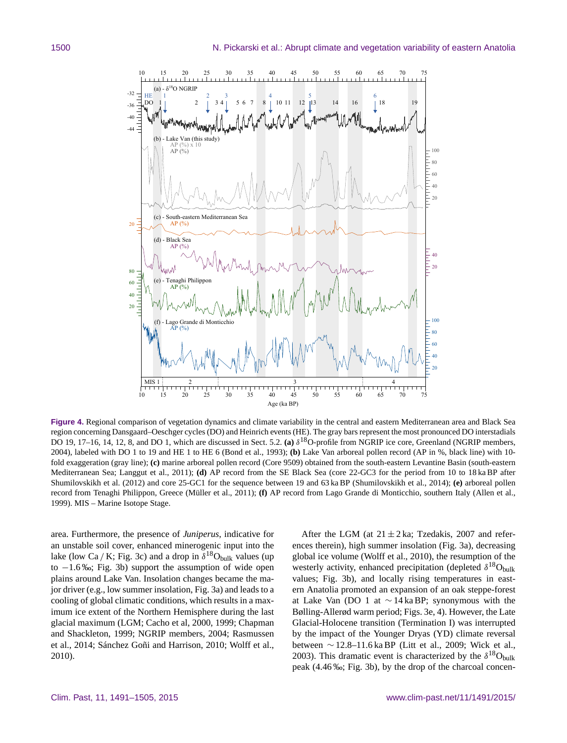**Figure 4.** Regional comparison of vegetation dynamics and climate variability in the central and eastern Mediterranean area and Black Sea region concerning Dansgaard–Oeschger cycles (DO) and Heinrich events (HE). The gray bars represent the most pronounced DO interstadials DO 19, 17–16, 14, 12, 8, and DO 1, which are discussed in Sect. 5.2. **(a)** $\delta^{18}$O-profile from NGRIP ice core, Greenland (NGRIP members, 2004), labeled with DO 1 to 19 and HE 1 to HE 6 (Bond et al., 1993); **(b)** Lake Van arboreal pollen record (AP in %, black line) with 10-fold exaggeration (gray line); **(c)** marine arboreal pollen record (Core 9509) obtained from the south-eastern Levantine Basin (south-eastern Mediterranean Sea; Langgut et al., 2011); **(d)** AP record from the SE Black Sea (core 22-GC3 for the period from 10 to 18 ka BP after Shumilovskikh et al. (2012) and core 25-GC1 for the sequence between 19 and 63 ka BP (Shumilovskikh et al., 2014); **(e)** arboreal pollen record from Tenaghi Philippon, Greece (Müller et al., 2011); **(f)** AP record from Lago Grande di Monticchio, southern Italy (Allen et al., 1999). MIS – Marine Isotope Stage.

area. Furthermore, the presence of *Juniperus*, indicative for an unstable soil cover, enhanced minerogenic input into the lake (low Ca / K; Fig. 3c) and a drop in $\delta^{18}O_{bulk}$ values (up to $-1.6$ ‰; Fig. 3b) support the assumption of wide open plains around Lake Van. Insolation changes became the major driver (e.g., low summer insolation, Fig. 3a) and leads to a cooling of global climatic conditions, which results in a maximum ice extent of the Northern Hemisphere during the last glacial maximum (LGM; Cacho et al, 2000, 1999; Chapman and Shackleton, 1999; NGRIP members, 2004; Rasmussen et al., 2014; Sánchez Goñi and Harrison, 2010; Wolff et al., 2010).

After the LGM (at $21 \pm 2$ ka; Tzedakis, 2007 and references therein), high summer insolation (Fig. 3a), decreasing global ice volume (Wolff et al., 2010), the resumption of the westerly activity, enhanced precipitation (depleted $\delta^{18}O_{bulk}$ values; Fig. 3b), and locally rising temperatures in eastern Anatolia promoted an expansion of an oak steppe-forest at Lake Van (DO 1 at $\sim 14$ ka BP; synonymous with the Bølling-Allerød warm period; Figs. 3e, 4). However, the Late Glacial-Holocene transition (Termination I) was interrupted by the impact of the Younger Dryas (YD) climate reversal between $\sim 12.8$–11.6 ka BP (Litt et al., 2009; Wick et al., 2003). This dramatic event is characterized by the $\delta^{18}O_{bulk}$ peak (4.46 ‰; Fig. 3b), by the drop of the charcoal concen-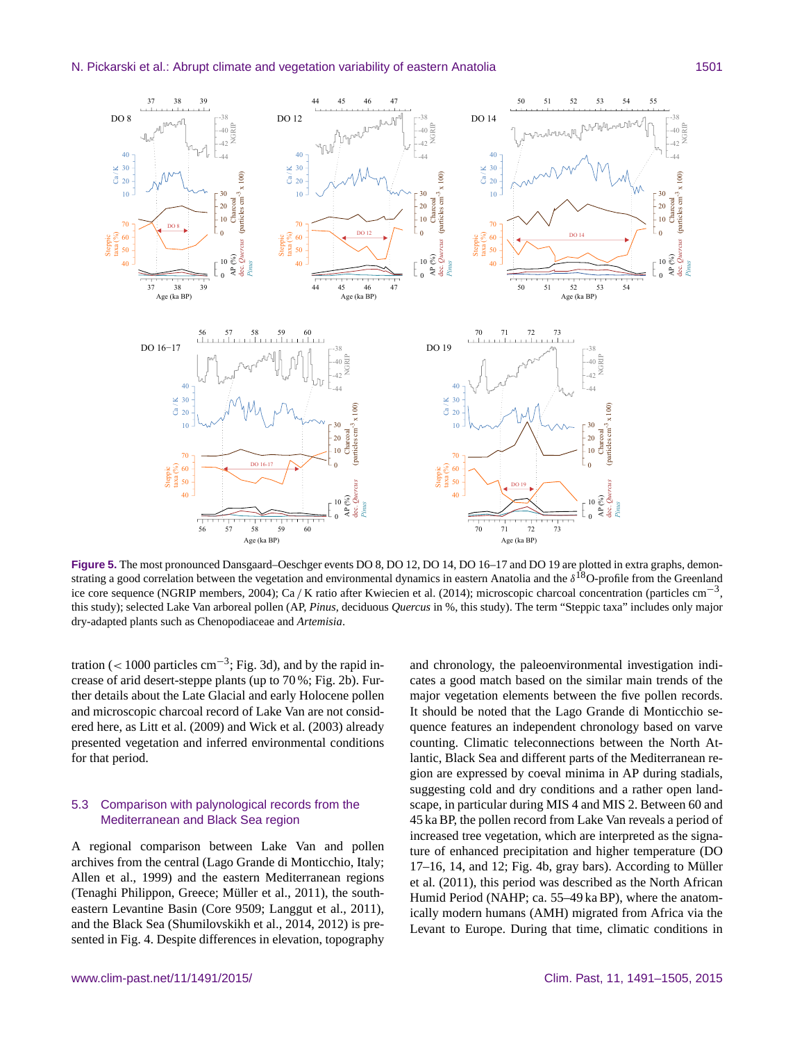**Figure 5.** The most pronounced Dansgaard–Oeschger events DO 8, DO 12, DO 14, DO 16–17 and DO 19 are plotted in extra graphs, demonstrating a good correlation between the vegetation and environmental dynamics in eastern Anatolia and the $\delta^{18}$O-profile from the Greenland ice core sequence (NGRIP members, 2004); Ca / K ratio after Kwiecien et al. (2014); microscopic charcoal concentration (particles cm$^{-3}$, this study); selected Lake Van arboreal pollen (AP, *Pinus*, deciduous *Quercus* in %, this study). The term "Steppic taxa" includes only major dry-adapted plants such as Chenopodiaceae and *Artemisia*.

tration (< 1000 particles cm$^{-3}$; Fig. 3d), and by the rapid increase of arid desert-steppe plants (up to 70 %; Fig. 2b). Further details about the Late Glacial and early Holocene pollen and microscopic charcoal record of Lake Van are not considered here, as Litt et al. (2009) and Wick et al. (2003) already presented vegetation and inferred environmental conditions for that period.

### 5.3 Comparison with palynological records from the Mediterranean and Black Sea region

A regional comparison between Lake Van and pollen archives from the central (Lago Grande di Monticchio, Italy; Allen et al., 1999) and the eastern Mediterranean regions (Tenaghi Philippon, Greece; Müller et al., 2011), the southeastern Levantine Basin (Core 9509; Langgut et al., 2011), and the Black Sea (Shumilovskikh et al., 2014, 2012) is presented in Fig. 4. Despite differences in elevation, topography and chronology, the paleoenvironmental investigation indicates a good match based on the similar main trends of the major vegetation elements between the five pollen records. It should be noted that the Lago Grande di Monticchio sequence features an independent chronology based on varve counting. Climatic teleconnections between the North Atlantic, Black Sea and different parts of the Mediterranean region are expressed by coeval minima in AP during stadials, suggesting cold and dry conditions and a rather open landscape, in particular during MIS 4 and MIS 2. Between 60 and 45 ka BP, the pollen record from Lake Van reveals a period of increased tree vegetation, which are interpreted as the signature of enhanced precipitation and higher temperature (DO 17–16, 14, and 12; Fig. 4b, gray bars). According to Müller et al. (2011), this period was described as the North African Humid Period (NAHP; ca. 55–49 ka BP), where the anatomically modern humans (AMH) migrated from Africa via the Levant to Europe. During that time, climatic conditions in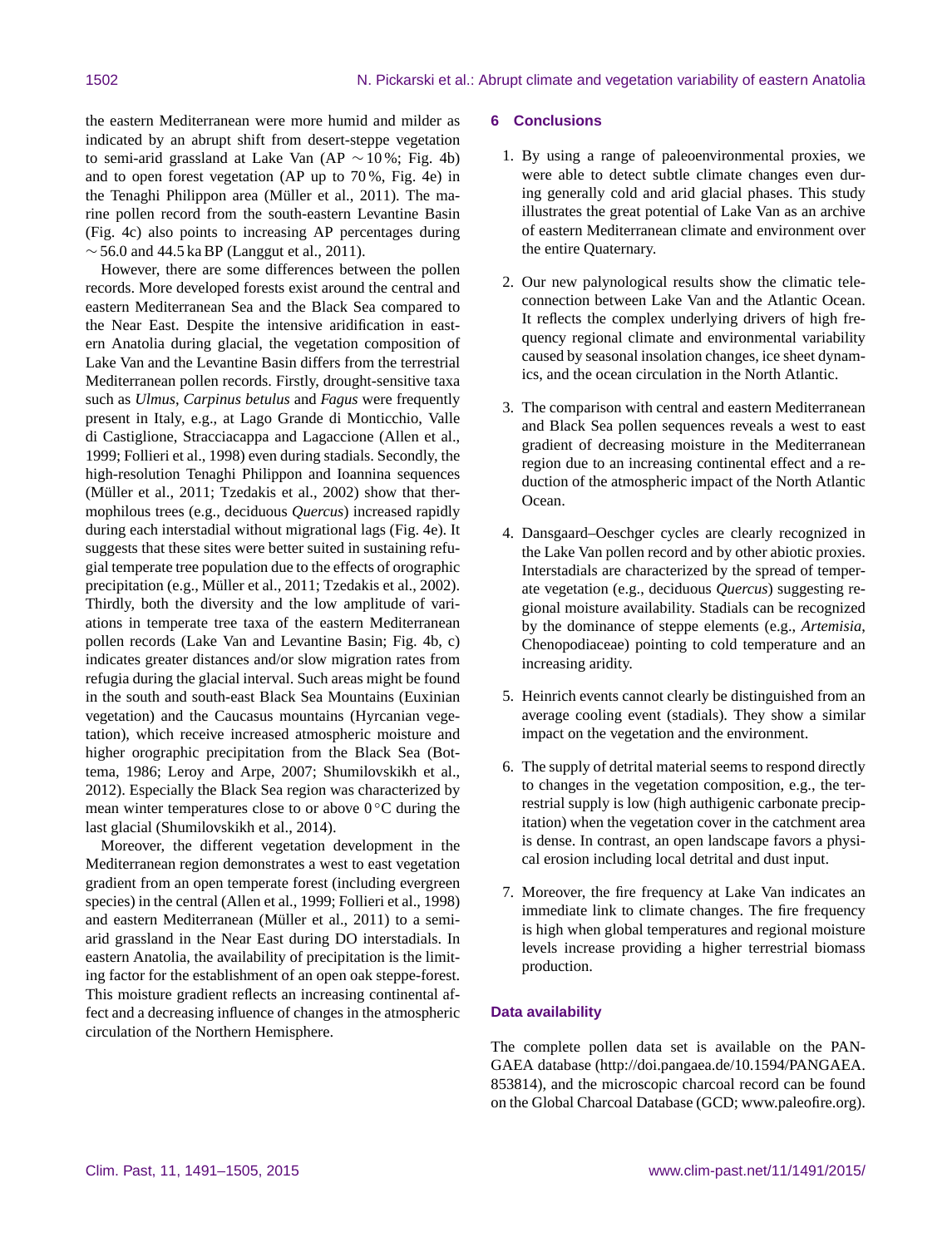the eastern Mediterranean were more humid and milder as indicated by an abrupt shift from desert-steppe vegetation to semi-arid grassland at Lake Van (AP $\sim 10\,\%$; Fig. 4b) and to open forest vegetation (AP up to 70 %, Fig. 4e) in the Tenaghi Philippon area (Müller et al., 2011). The marine pollen record from the south-eastern Levantine Basin (Fig. 4c) also points to increasing AP percentages during $\sim 56.0$ and 44.5 ka BP (Langgut et al., 2011).

However, there are some differences between the pollen records. More developed forests exist around the central and eastern Mediterranean Sea and the Black Sea compared to the Near East. Despite the intensive aridification in eastern Anatolia during glacial, the vegetation composition of Lake Van and the Levantine Basin differs from the terrestrial Mediterranean pollen records. Firstly, drought-sensitive taxa such as *Ulmus*, *Carpinus betulus* and *Fagus* were frequently present in Italy, e.g., at Lago Grande di Monticchio, Valle di Castiglione, Stracciacappa and Lagaccione (Allen et al., 1999; Follieri et al., 1998) even during stadials. Secondly, the high-resolution Tenaghi Philippon and Ioannina sequences (Müller et al., 2011; Tzedakis et al., 2002) show that thermophilous trees (e.g., deciduous *Quercus*) increased rapidly during each interstadial without migrational lags (Fig. 4e). It suggests that these sites were better suited in sustaining refugial temperate tree population due to the effects of orographic precipitation (e.g., Müller et al., 2011; Tzedakis et al., 2002). Thirdly, both the diversity and the low amplitude of variations in temperate tree taxa of the eastern Mediterranean pollen records (Lake Van and Levantine Basin; Fig. 4b, c) indicates greater distances and/or slow migration rates from refugia during the glacial interval. Such areas might be found in the south and south-east Black Sea Mountains (Euxinian vegetation) and the Caucasus mountains (Hyrcanian vegetation), which receive increased atmospheric moisture and higher orographic precipitation from the Black Sea (Bottema, 1986; Leroy and Arpe, 2007; Shumilovskikh et al., 2012). Especially the Black Sea region was characterized by mean winter temperatures close to or above 0 °C during the last glacial (Shumilovskikh et al., 2014).

Moreover, the different vegetation development in the Mediterranean region demonstrates a west to east vegetation gradient from an open temperate forest (including evergreen species) in the central (Allen et al., 1999; Follieri et al., 1998) and eastern Mediterranean (Müller et al., 2011) to a semi-arid grassland in the Near East during DO interstadials. In eastern Anatolia, the availability of precipitation is the limiting factor for the establishment of an open oak steppe-forest. This moisture gradient reflects an increasing continental affect and a decreasing influence of changes in the atmospheric circulation of the Northern Hemisphere.

## 6 Conclusions

1. By using a range of paleoenvironmental proxies, we were able to detect subtle climate changes even during generally cold and arid glacial phases. This study illustrates the great potential of Lake Van as an archive of eastern Mediterranean climate and environment over the entire Quaternary.

2. Our new palynological results show the climatic teleconnection between Lake Van and the Atlantic Ocean. It reflects the complex underlying drivers of high frequency regional climate and environmental variability caused by seasonal insolation changes, ice sheet dynamics, and the ocean circulation in the North Atlantic.

3. The comparison with central and eastern Mediterranean and Black Sea pollen sequences reveals a west to east gradient of decreasing moisture in the Mediterranean region due to an increasing continental effect and a reduction of the atmospheric impact of the North Atlantic Ocean.

4. Dansgaard–Oeschger cycles are clearly recognized in the Lake Van pollen record and by other abiotic proxies. Interstadials are characterized by the spread of temperate vegetation (e.g., deciduous *Quercus*) suggesting regional moisture availability. Stadials can be recognized by the dominance of steppe elements (e.g., *Artemisia*, Chenopodiaceae) pointing to cold temperature and an increasing aridity.

5. Heinrich events cannot clearly be distinguished from an average cooling event (stadials). They show a similar impact on the vegetation and the environment.

6. The supply of detrital material seems to respond directly to changes in the vegetation composition, e.g., the terrestrial supply is low (high authigenic carbonate precipitation) when the vegetation cover in the catchment area is dense. In contrast, an open landscape favors a physical erosion including local detrital and dust input.

7. Moreover, the fire frequency at Lake Van indicates an immediate link to climate changes. The fire frequency is high when global temperatures and regional moisture levels increase providing a higher terrestrial biomass production.

### Data availability

The complete pollen data set is available on the PANGAEA database (http://doi.pangaea.de/10.1594/PANGAEA.853814), and the microscopic charcoal record can be found on the Global Charcoal Database (GCD; www.paleofire.org).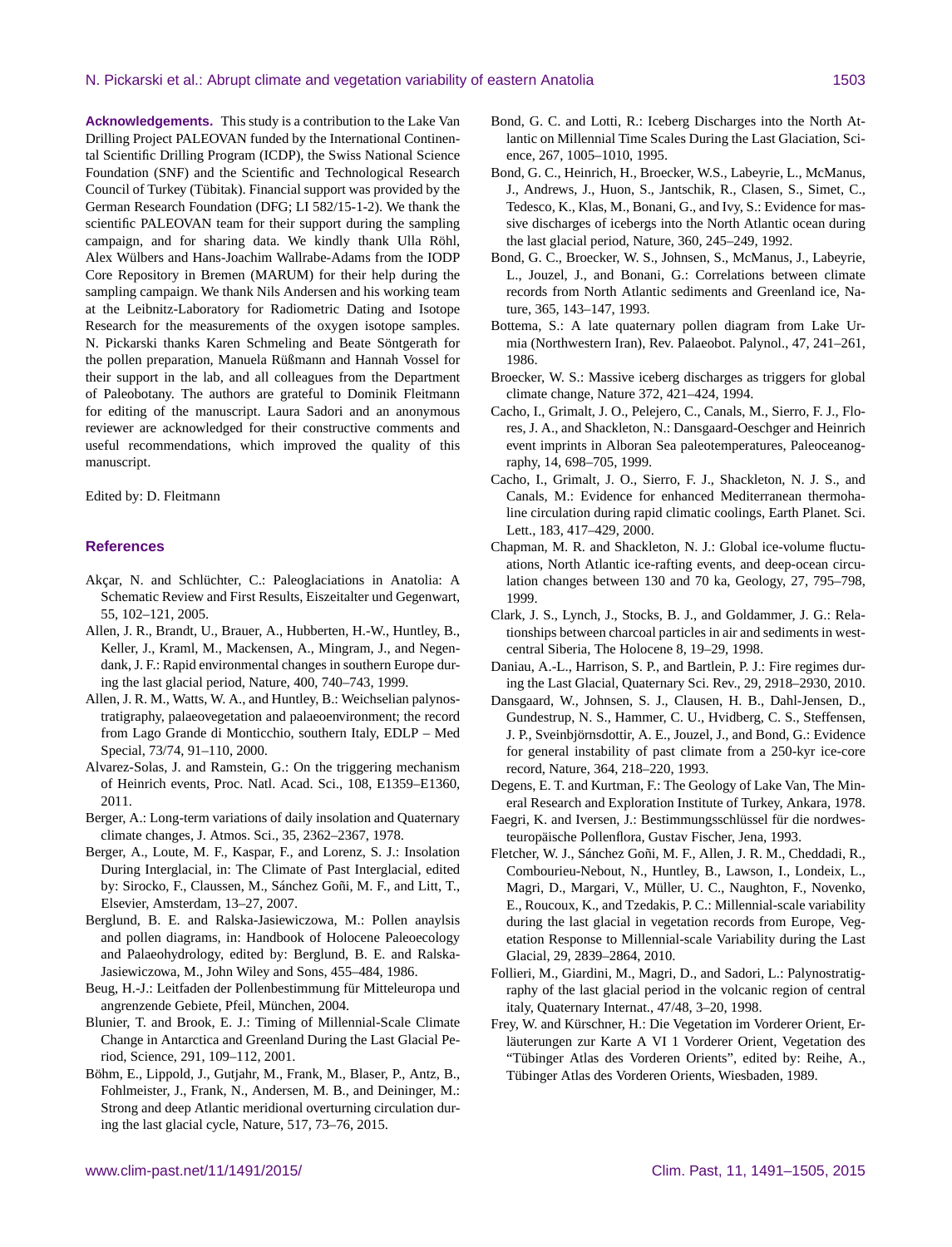**Acknowledgements.** This study is a contribution to the Lake Van Drilling Project PALEOVAN funded by the International Continental Scientific Drilling Program (ICDP), the Swiss National Science Foundation (SNF) and the Scientific and Technological Research Council of Turkey (Tübitak). Financial support was provided by the German Research Foundation (DFG; LI 582/15-1-2). We thank the scientific PALEOVAN team for their support during the sampling campaign, and for sharing data. We kindly thank Ulla Röhl, Alex Wülbers and Hans-Joachim Wallrabe-Adams from the IODP Core Repository in Bremen (MARUM) for their help during the sampling campaign. We thank Nils Andersen and his working team at the Leibnitz-Laboratory for Radiometric Dating and Isotope Research for the measurements of the oxygen isotope samples. N. Pickarski thanks Karen Schmeling and Beate Söntgerath for the pollen preparation, Manuela Rüßmann and Hannah Vossel for their support in the lab, and all colleagues from the Department of Paleobotany. The authors are grateful to Dominik Fleitmann for editing of the manuscript. Laura Sadori and an anonymous reviewer are acknowledged for their constructive comments and useful recommendations, which improved the quality of this manuscript.

Edited by: D. Fleitmann

## References

Akçar, N. and Schlüchter, C.: Paleoglaciations in Anatolia: A Schematic Review and First Results, Eiszeitalter und Gegenwart, 55, 102–121, 2005.

Allen, J. R., Brandt, U., Brauer, A., Hubberten, H.-W., Huntley, B., Keller, J., Kraml, M., Mackensen, A., Mingram, J., and Negendank, J. F.: Rapid environmental changes in southern Europe during the last glacial period, Nature, 400, 740–743, 1999.

Allen, J. R. M., Watts, W. A., and Huntley, B.: Weichselian palynostratigraphy, palaeovegetation and palaeoenvironment; the record from Lago Grande di Monticchio, southern Italy, EDLP – Med Special, 73/74, 91–110, 2000.

Alvarez-Solas, J. and Ramstein, G.: On the triggering mechanism of Heinrich events, Proc. Natl. Acad. Sci., 108, E1359–E1360, 2011.

Berger, A.: Long-term variations of daily insolation and Quaternary climate changes, J. Atmos. Sci., 35, 2362–2367, 1978.

Berger, A., Loute, M. F., Kaspar, F., and Lorenz, S. J.: Insolation During Interglacial, in: The Climate of Past Interglacial, edited by: Sirocko, F., Claussen, M., Sánchez Goñi, M. F., and Litt, T., Elsevier, Amsterdam, 13–27, 2007.

Berglund, B. E. and Ralska-Jasiewiczowa, M.: Pollen anaylsis and pollen diagrams, in: Handbook of Holocene Paleoecology and Palaeohydrology, edited by: Berglund, B. E. and Ralska-Jasiewiczowa, M., John Wiley and Sons, 455–484, 1986.

Beug, H.-J.: Leitfaden der Pollenbestimmung für Mitteleuropa und angrenzende Gebiete, Pfeil, München, 2004.

Blunier, T. and Brook, E. J.: Timing of Millennial-Scale Climate Change in Antarctica and Greenland During the Last Glacial Period, Science, 291, 109–112, 2001.

Böhm, E., Lippold, J., Gutjahr, M., Frank, M., Blaser, P., Antz, B., Fohlmeister, J., Frank, N., Andersen, M. B., and Deininger, M.: Strong and deep Atlantic meridional overturning circulation during the last glacial cycle, Nature, 517, 73–76, 2015.

Bond, G. C. and Lotti, R.: Iceberg Discharges into the North Atlantic on Millennial Time Scales During the Last Glaciation, Science, 267, 1005–1010, 1995.

Bond, G. C., Heinrich, H., Broecker, W.S., Labeyrie, L., McManus, J., Andrews, J., Huon, S., Jantschik, R., Clasen, S., Simet, C., Tedesco, K., Klas, M., Bonani, G., and Ivy, S.: Evidence for massive discharges of icebergs into the North Atlantic ocean during the last glacial period, Nature, 360, 245–249, 1992.

Bond, G. C., Broecker, W. S., Johnsen, S., McManus, J., Labeyrie, L., Jouzel, J., and Bonani, G.: Correlations between climate records from North Atlantic sediments and Greenland ice, Nature, 365, 143–147, 1993.

Bottema, S.: A late quaternary pollen diagram from Lake Urmia (Northwestern Iran), Rev. Palaeobot. Palynol., 47, 241–261, 1986.

Broecker, W. S.: Massive iceberg discharges as triggers for global climate change, Nature 372, 421–424, 1994.

Cacho, I., Grimalt, J. O., Pelejero, C., Canals, M., Sierro, F. J., Flores, J. A., and Shackleton, N.: Dansgaard-Oeschger and Heinrich event imprints in Alboran Sea paleotemperatures, Paleoceanography, 14, 698–705, 1999.

Cacho, I., Grimalt, J. O., Sierro, F. J., Shackleton, N. J. S., and Canals, M.: Evidence for enhanced Mediterranean thermohaline circulation during rapid climatic coolings, Earth Planet. Sci. Lett., 183, 417–429, 2000.

Chapman, M. R. and Shackleton, N. J.: Global ice-volume fluctuations, North Atlantic ice-rafting events, and deep-ocean circulation changes between 130 and 70 ka, Geology, 27, 795–798, 1999.

Clark, J. S., Lynch, J., Stocks, B. J., and Goldammer, J. G.: Relationships between charcoal particles in air and sediments in west-central Siberia, The Holocene 8, 19–29, 1998.

Daniau, A.-L., Harrison, S. P., and Bartlein, P. J.: Fire regimes during the Last Glacial, Quaternary Sci. Rev., 29, 2918–2930, 2010.

Dansgaard, W., Johnsen, S. J., Clausen, H. B., Dahl-Jensen, D., Gundestrup, N. S., Hammer, C. U., Hvidberg, C. S., Steffensen, J. P., Sveinbjörnsdottir, A. E., Jouzel, J., and Bond, G.: Evidence for general instability of past climate from a 250-kyr ice-core record, Nature, 364, 218–220, 1993.

Degens, E. T. and Kurtman, F.: The Geology of Lake Van, The Mineral Research and Exploration Institute of Turkey, Ankara, 1978.

Faegri, K. and Iversen, J.: Bestimmungsschlüssel für die nordwesteuropäische Pollenflora, Gustav Fischer, Jena, 1993.

Fletcher, W. J., Sánchez Goñi, M. F., Allen, J. R. M., Cheddadi, R., Combourieu-Nebout, N., Huntley, B., Lawson, I., Londeix, L., Magri, D., Margari, V., Müller, U. C., Naughton, F., Novenko, E., Roucoux, K., and Tzedakis, P. C.: Millennial-scale variability during the last glacial in vegetation records from Europe, Vegetation Response to Millennial-scale Variability during the Last Glacial, 29, 2839–2864, 2010.

Follieri, M., Giardini, M., Magri, D., and Sadori, L.: Palynostratigraphy of the last glacial period in the volcanic region of central italy, Quaternary Internat., 47/48, 3–20, 1998.

Frey, W. and Kürschner, H.: Die Vegetation im Vorderer Orient, Erläuterungen zur Karte A VI 1 Vorderer Orient, Vegetation des "Tübinger Atlas des Vorderen Orients", edited by: Reihe, A., Tübinger Atlas des Vorderen Orients, Wiesbaden, 1989.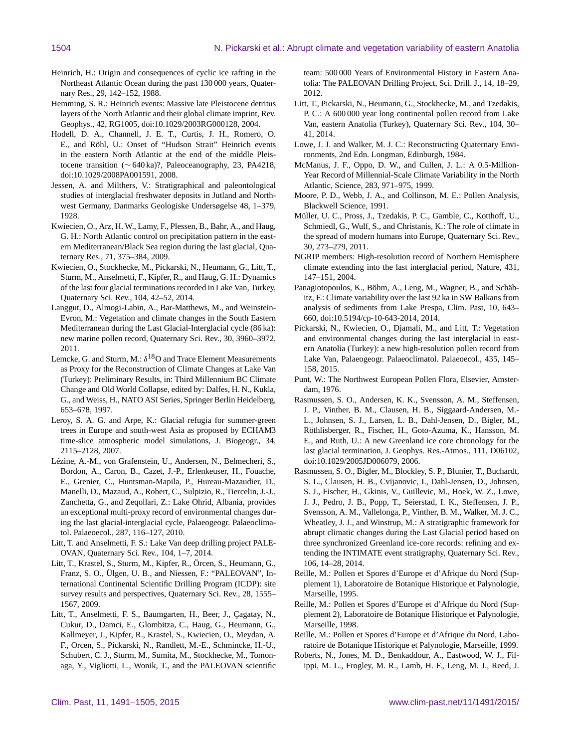Heinrich, H.: Origin and consequences of cyclic ice rafting in the Northeast Atlantic Ocean during the past 130 000 years, Quaternary Res., 29, 142–152, 1988.

Hemming, S. R.: Heinrich events: Massive late Pleistocene detritus layers of the North Atlantic and their global climate imprint, Rev. Geophys., 42, RG1005, doi:10.1029/2003RG000128, 2004.

Hodell, D. A., Channell, J. E. T., Curtis, J. H., Romero, O. E., and Röhl, U.: Onset of "Hudson Strait" Heinrich events in the eastern North Atlantic at the end of the middle Pleistocene transition (∼ 640 ka)?, Paleoceanography, 23, PA4218, doi:10.1029/2008PA001591, 2008.

Jessen, A. and Milthers, V.: Stratigraphical and paleontological studies of interglacial freshwater deposits in Jutland and Northwest Germany, Danmarks Geologiske Undersøgelse 48, 1–379, 1928.

Kwiecien, O., Arz, H. W., Lamy, F., Plessen, B., Bahr, A., and Haug, G. H.: North Atlantic control on precipitation pattern in the eastern Mediterranean/Black Sea region during the last glacial, Quaternary Res., 71, 375–384, 2009.

Kwiecien, O., Stockhecke, M., Pickarski, N., Heumann, G., Litt, T., Sturm, M., Anselmetti, F., Kipfer, R., and Haug, G. H.: Dynamics of the last four glacial terminations recorded in Lake Van, Turkey, Quaternary Sci. Rev., 104, 42–52, 2014.

Langgut, D., Almogi-Labin, A., Bar-Matthews, M., and Weinstein-Evron, M.: Vegetation and climate changes in the South Eastern Mediterranean during the Last Glacial-Interglacial cycle (86 ka): new marine pollen record, Quaternary Sci. Rev., 30, 3960–3972, 2011.

Lemcke, G. and Sturm, M.: $\delta^{18}$O and Trace Element Measurements as Proxy for the Reconstruction of Climate Changes at Lake Van (Turkey): Preliminary Results, in: Third Millennium BC Climate Change and Old World Collapse, edited by: Dalfes, H. N., Kukla, G., and Weiss, H., NATO ASI Series, Springer Berlin Heidelberg, 653–678, 1997.

Leroy, S. A. G. and Arpe, K.: Glacial refugia for summer-green trees in Europe and south-west Asia as proposed by ECHAM3 time-slice atmospheric model simulations, J. Biogeogr., 34, 2115–2128, 2007.

Lézine, A.-M., von Grafenstein, U., Andersen, N., Belmecheri, S., Bordon, A., Caron, B., Cazet, J.-P., Erlenkeuser, H., Fouache, E., Grenier, C., Huntsman-Mapila, P., Hureau-Mazaudier, D., Manelli, D., Mazaud, A., Robert, C., Sulpizio, R., Tiercelin, J.-J., Zanchetta, G., and Zeqollari, Z.: Lake Ohrid, Albania, provides an exceptional multi-proxy record of environmental changes during the last glacial-interglacial cycle, Palaeogeogr. Palaeoclimatol. Palaeoecol., 287, 116–127, 2010.

Litt, T. and Anselmetti, F. S.: Lake Van deep drilling project PALEOVAN, Quaternary Sci. Rev., 104, 1–7, 2014.

Litt, T., Krastel, S., Sturm, M., Kipfer, R., Örcen, S., Heumann, G., Franz, S. O., Ülgen, U. B., and Niessen, F.: "PALEOVAN", International Continental Scientific Drilling Program (ICDP): site survey results and perspectives, Quaternary Sci. Rev., 28, 1555–1567, 2009.

Litt, T., Anselmetti, F. S., Baumgarten, H., Beer, J., Çagatay, N., Cukur, D., Damci, E., Glombitza, C., Haug, G., Heumann, G., Kallmeyer, J., Kipfer, R., Krastel, S., Kwiecien, O., Meydan, A. F., Orcen, S., Pickarski, N., Randlett, M.-E., Schmincke, H.-U., Schubert, C. J., Sturm, M., Sumita, M., Stockhecke, M., Tomonaga, Y., Vigliotti, L., Wonik, T., and the PALEOVAN scientific team: 500 000 Years of Environmental History in Eastern Anatolia: The PALEOVAN Drilling Project, Sci. Drill. J., 14, 18–29, 2012.

Litt, T., Pickarski, N., Heumann, G., Stockhecke, M., and Tzedakis, P. C.: A 600 000 year long continental pollen record from Lake Van, eastern Anatolia (Turkey), Quaternary Sci. Rev., 104, 30–41, 2014.

Lowe, J. J. and Walker, M. J. C.: Reconstructing Quaternary Environments, 2nd Edn. Longman, Edinburgh, 1984.

McManus, J. F., Oppo, D. W., and Cullen, J. L.: A 0.5-Million-Year Record of Millennial-Scale Climate Variability in the North Atlantic, Science, 283, 971–975, 1999.

Moore, P. D., Webb, J. A., and Collinson, M. E.: Pollen Analysis, Blackwell Science, 1991.

Müller, U. C., Pross, J., Tzedakis, P. C., Gamble, C., Kotthoff, U., Schmiedl, G., Wulf, S., and Christanis, K.: The role of climate in the spread of modern humans into Europe, Quaternary Sci. Rev., 30, 273–279, 2011.

NGRIP members: High-resolution record of Northern Hemisphere climate extending into the last interglacial period, Nature, 431, 147–151, 2004.

Panagiotopoulos, K., Böhm, A., Leng, M., Wagner, B., and Schäbitz, F.: Climate variability over the last 92 ka in SW Balkans from analysis of sediments from Lake Prespa, Clim. Past, 10, 643–660, doi:10.5194/cp-10-643-2014, 2014.

Pickarski, N., Kwiecien, O., Djamali, M., and Litt, T.: Vegetation and environmental changes during the last interglacial in eastern Anatolia (Turkey): a new high-resolution pollen record from Lake Van, Palaeogeogr. Palaeoclimatol. Palaeoecol., 435, 145–158, 2015.

Punt, W.: The Northwest European Pollen Flora, Elsevier, Amsterdam, 1976.

Rasmussen, S. O., Andersen, K. K., Svensson, A. M., Steffensen, J. P., Vinther, B. M., Clausen, H. B., Siggaard-Andersen, M.-L., Johnsen, S. J., Larsen, L. B., Dahl-Jensen, D., Bigler, M., Röthlisberger, R., Fischer, H., Goto-Azuma, K., Hansson, M. E., and Ruth, U.: A new Greenland ice core chronology for the last glacial termination, J. Geophys. Res.-Atmos., 111, D06102, doi:10.1029/2005JD006079, 2006.

Rasmussen, S. O., Bigler, M., Blockley, S. P., Blunier, T., Buchardt, S. L., Clausen, H. B., Cvijanovic, I., Dahl-Jensen, D., Johnsen, S. J., Fischer, H., Gkinis, V., Guillevic, M., Hoek, W. Z., Lowe, J. J., Pedro, J. B., Popp, T., Seierstad, I. K., Steffensen, J. P., Svensson, A. M., Vallelonga, P., Vinther, B. M., Walker, M. J. C., Wheatley, J. J., and Winstrup, M.: A stratigraphic framework for abrupt climatic changes during the Last Glacial period based on three synchronized Greenland ice-core records: refining and extending the INTIMATE event stratigraphy, Quaternary Sci. Rev., 106, 14–28, 2014.

Reille, M.: Pollen et Spores d'Europe et d'Afrique du Nord (Supplement 1), Laboratoire de Botanique Historique et Palynologie, Marseille, 1995.

Reille, M.: Pollen et Spores d'Europe et d'Afrique du Nord (Supplement 2), Laboratoire de Botanique Historique et Palynologie, Marseille, 1998.

Reille, M.: Pollen et Spores d'Europe et d'Afrique du Nord, Laboratoire de Botanique Historique et Palynologie, Marseille, 1999.

Roberts, N., Jones, M. D., Benkaddour, A., Eastwood, W. J., Filippi, M. L., Frogley, M. R., Lamb, H. F., Leng, M. J., Reed, J.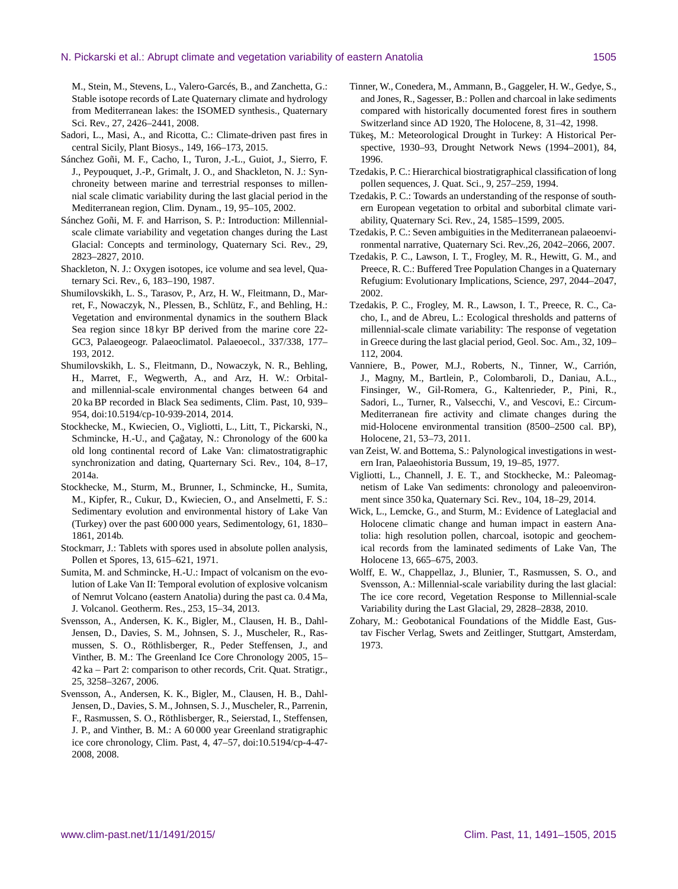M., Stein, M., Stevens, L., Valero-Garcés, B., and Zanchetta, G.: Stable isotope records of Late Quaternary climate and hydrology from Mediterranean lakes: the ISOMED synthesis., Quaternary Sci. Rev., 27, 2426–2441, 2008.

Sadori, L., Masi, A., and Ricotta, C.: Climate-driven past fires in central Sicily, Plant Biosys., 149, 166–173, 2015.

Sánchez Goñi, M. F., Cacho, I., Turon, J.-L., Guiot, J., Sierro, F. J., Peypouquet, J.-P., Grimalt, J. O., and Shackleton, N. J.: Synchroneity between marine and terrestrial responses to millennial scale climatic variability during the last glacial period in the Mediterranean region, Clim. Dynam., 19, 95–105, 2002.

Sánchez Goñi, M. F. and Harrison, S. P.: Introduction: Millennial-scale climate variability and vegetation changes during the Last Glacial: Concepts and terminology, Quaternary Sci. Rev., 29, 2823–2827, 2010.

Shackleton, N. J.: Oxygen isotopes, ice volume and sea level, Quaternary Sci. Rev., 6, 183–190, 1987.

Shumilovskikh, L. S., Tarasov, P., Arz, H. W., Fleitmann, D., Marret, F., Nowaczyk, N., Plessen, B., Schlütz, F., and Behling, H.: Vegetation and environmental dynamics in the southern Black Sea region since 18 kyr BP derived from the marine core 22-GC3, Palaeogeogr. Palaeoclimatol. Palaeoecol., 337/338, 177–193, 2012.

Shumilovskikh, L. S., Fleitmann, D., Nowaczyk, N. R., Behling, H., Marret, F., Wegwerth, A., and Arz, H. W.: Orbital- and millennial-scale environmental changes between 64 and 20 ka BP recorded in Black Sea sediments, Clim. Past, 10, 939–954, doi:10.5194/cp-10-939-2014, 2014.

Stockhecke, M., Kwiecien, O., Vigliotti, L., Litt, T., Pickarski, N., Schmincke, H.-U., and Çağatay, N.: Chronology of the 600 ka old long continental record of Lake Van: climatostratigraphic synchronization and dating, Quarternary Sci. Rev., 104, 8–17, 2014a.

Stockhecke, M., Sturm, M., Brunner, I., Schmincke, H., Sumita, M., Kipfer, R., Cukur, D., Kwiecien, O., and Anselmetti, F. S.: Sedimentary evolution and environmental history of Lake Van (Turkey) over the past 600 000 years, Sedimentology, 61, 1830–1861, 2014b.

Stockmarr, J.: Tablets with spores used in absolute pollen analysis, Pollen et Spores, 13, 615–621, 1971.

Sumita, M. and Schmincke, H.-U.: Impact of volcanism on the evolution of Lake Van II: Temporal evolution of explosive volcanism of Nemrut Volcano (eastern Anatolia) during the past ca. 0.4 Ma, J. Volcanol. Geotherm. Res., 253, 15–34, 2013.

Svensson, A., Andersen, K. K., Bigler, M., Clausen, H. B., Dahl-Jensen, D., Davies, S. M., Johnsen, S. J., Muscheler, R., Rasmussen, S. O., Röthlisberger, R., Peder Steffensen, J., and Vinther, B. M.: The Greenland Ice Core Chronology 2005, 15–42 ka – Part 2: comparison to other records, Crit. Quat. Stratigr., 25, 3258–3267, 2006.

Svensson, A., Andersen, K. K., Bigler, M., Clausen, H. B., Dahl-Jensen, D., Davies, S. M., Johnsen, S. J., Muscheler, R., Parrenin, F., Rasmussen, S. O., Röthlisberger, R., Seierstad, I., Steffensen, J. P., and Vinther, B. M.: A 60 000 year Greenland stratigraphic ice core chronology, Clim. Past, 4, 47–57, doi:10.5194/cp-4-47-2008, 2008.

Tinner, W., Conedera, M., Ammann, B., Gaggeler, H. W., Gedye, S., and Jones, R., Sagesser, B.: Pollen and charcoal in lake sediments compared with historically documented forest fires in southern Switzerland since AD 1920, The Holocene, 8, 31–42, 1998.

Tükeş, M.: Meteorological Drought in Turkey: A Historical Perspective, 1930–93, Drought Network News (1994–2001), 84, 1996.

Tzedakis, P. C.: Hierarchical biostratigraphical classification of long pollen sequences, J. Quat. Sci., 9, 257–259, 1994.

Tzedakis, P. C.: Towards an understanding of the response of southern European vegetation to orbital and suborbital climate variability, Quaternary Sci. Rev., 24, 1585–1599, 2005.

Tzedakis, P. C.: Seven ambiguities in the Mediterranean palaeoenvironmental narrative, Quaternary Sci. Rev.,26, 2042–2066, 2007.

Tzedakis, P. C., Lawson, I. T., Frogley, M. R., Hewitt, G. M., and Preece, R. C.: Buffered Tree Population Changes in a Quaternary Refugium: Evolutionary Implications, Science, 297, 2044–2047, 2002.

Tzedakis, P. C., Frogley, M. R., Lawson, I. T., Preece, R. C., Cacho, I., and de Abreu, L.: Ecological thresholds and patterns of millennial-scale climate variability: The response of vegetation in Greece during the last glacial period, Geol. Soc. Am., 32, 109–112, 2004.

Vanniere, B., Power, M.J., Roberts, N., Tinner, W., Carrión, J., Magny, M., Bartlein, P., Colombaroli, D., Daniau, A.L., Finsinger, W., Gil-Romera, G., Kaltenrieder, P., Pini, R., Sadori, L., Turner, R., Valsecchi, V., and Vescovi, E.: Circum-Mediterranean fire activity and climate changes during the mid-Holocene environmental transition (8500–2500 cal. BP), Holocene, 21, 53–73, 2011.

van Zeist, W. and Bottema, S.: Palynological investigations in western Iran, Palaeohistoria Bussum, 19, 19–85, 1977.

Vigliotti, L., Channell, J. E. T., and Stockhecke, M.: Paleomagnetism of Lake Van sediments: chronology and paleoenvironment since 350 ka, Quaternary Sci. Rev., 104, 18–29, 2014.

Wick, L., Lemcke, G., and Sturm, M.: Evidence of Lateglacial and Holocene climatic change and human impact in eastern Anatolia: high resolution pollen, charcoal, isotopic and geochemical records from the laminated sediments of Lake Van, The Holocene 13, 665–675, 2003.

Wolff, E. W., Chappellaz, J., Blunier, T., Rasmussen, S. O., and Svensson, A.: Millennial-scale variability during the last glacial: The ice core record, Vegetation Response to Millennial-scale Variability during the Last Glacial, 29, 2828–2838, 2010.

Zohary, M.: Geobotanical Foundations of the Middle East, Gustav Fischer Verlag, Swets and Zeitlinger, Stuttgart, Amsterdam, 1973.